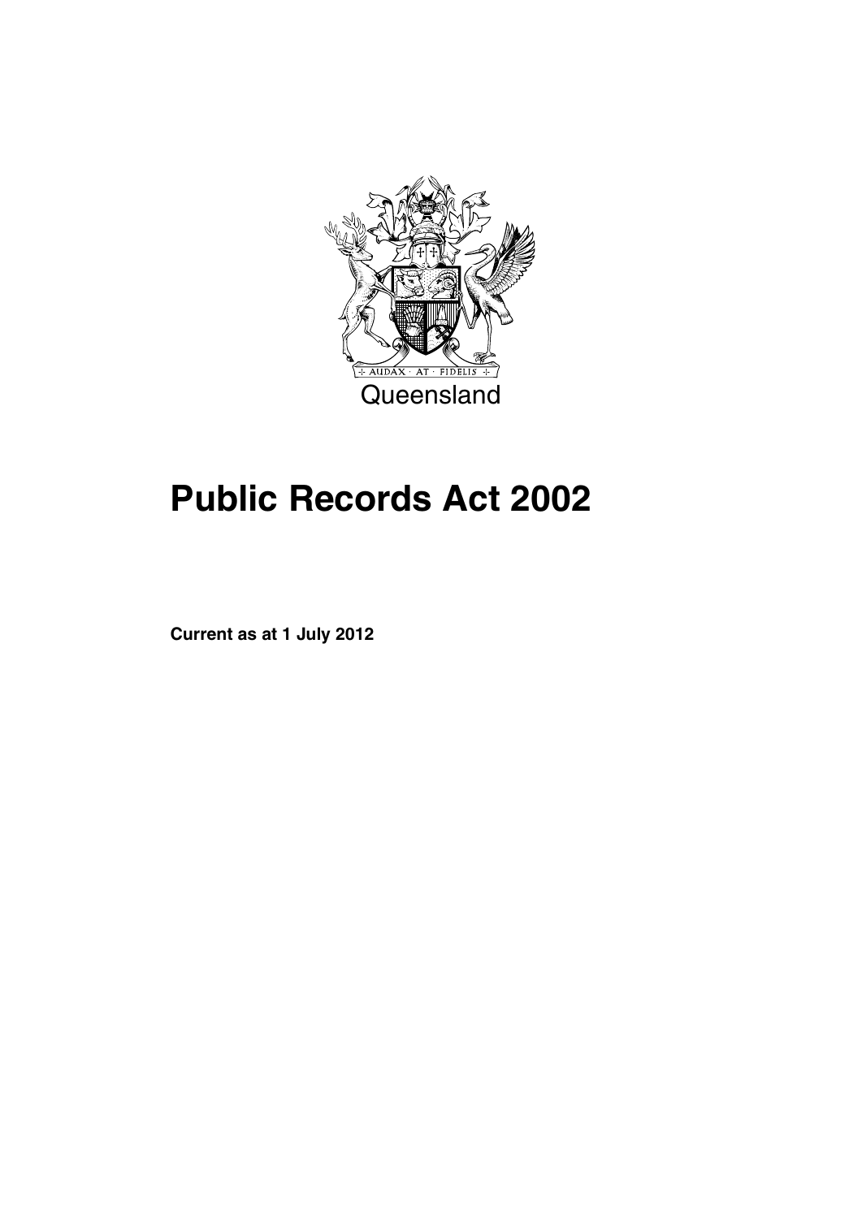AUDAX · AT · FIDELIS

Queensland

# Public Records Act 2002

**Current as at 1 July 2012**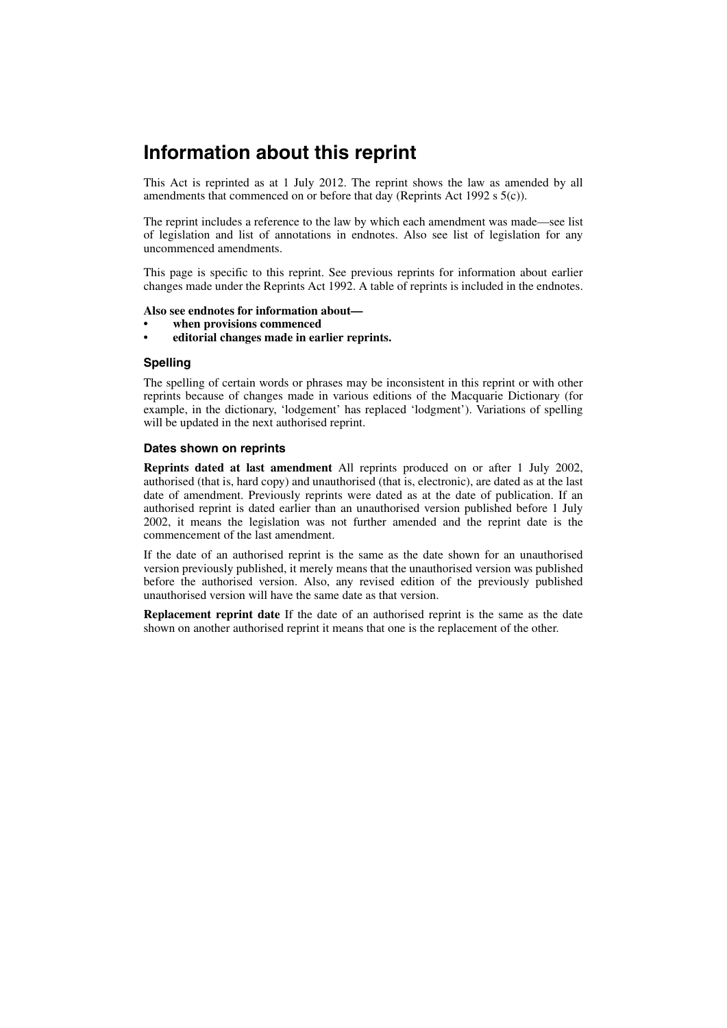# Information about this reprint

This Act is reprinted as at 1 July 2012. The reprint shows the law as amended by all amendments that commenced on or before that day (Reprints Act 1992 s 5(c)).

The reprint includes a reference to the law by which each amendment was made—see list of legislation and list of annotations in endnotes. Also see list of legislation for any uncommenced amendments.

This page is specific to this reprint. See previous reprints for information about earlier changes made under the Reprints Act 1992. A table of reprints is included in the endnotes.

**Also see endnotes for information about—**

- **when provisions commenced**
- **editorial changes made in earlier reprints.**

### Spelling

The spelling of certain words or phrases may be inconsistent in this reprint or with other reprints because of changes made in various editions of the Macquarie Dictionary (for example, in the dictionary, 'lodgement' has replaced 'lodgment'). Variations of spelling will be updated in the next authorised reprint.

### Dates shown on reprints

**Reprints dated at last amendment** All reprints produced on or after 1 July 2002, authorised (that is, hard copy) and unauthorised (that is, electronic), are dated as at the last date of amendment. Previously reprints were dated as at the date of publication. If an authorised reprint is dated earlier than an unauthorised version published before 1 July 2002, it means the legislation was not further amended and the reprint date is the commencement of the last amendment.

If the date of an authorised reprint is the same as the date shown for an unauthorised version previously published, it merely means that the unauthorised version was published before the authorised version. Also, any revised edition of the previously published unauthorised version will have the same date as that version.

**Replacement reprint date** If the date of an authorised reprint is the same as the date shown on another authorised reprint it means that one is the replacement of the other.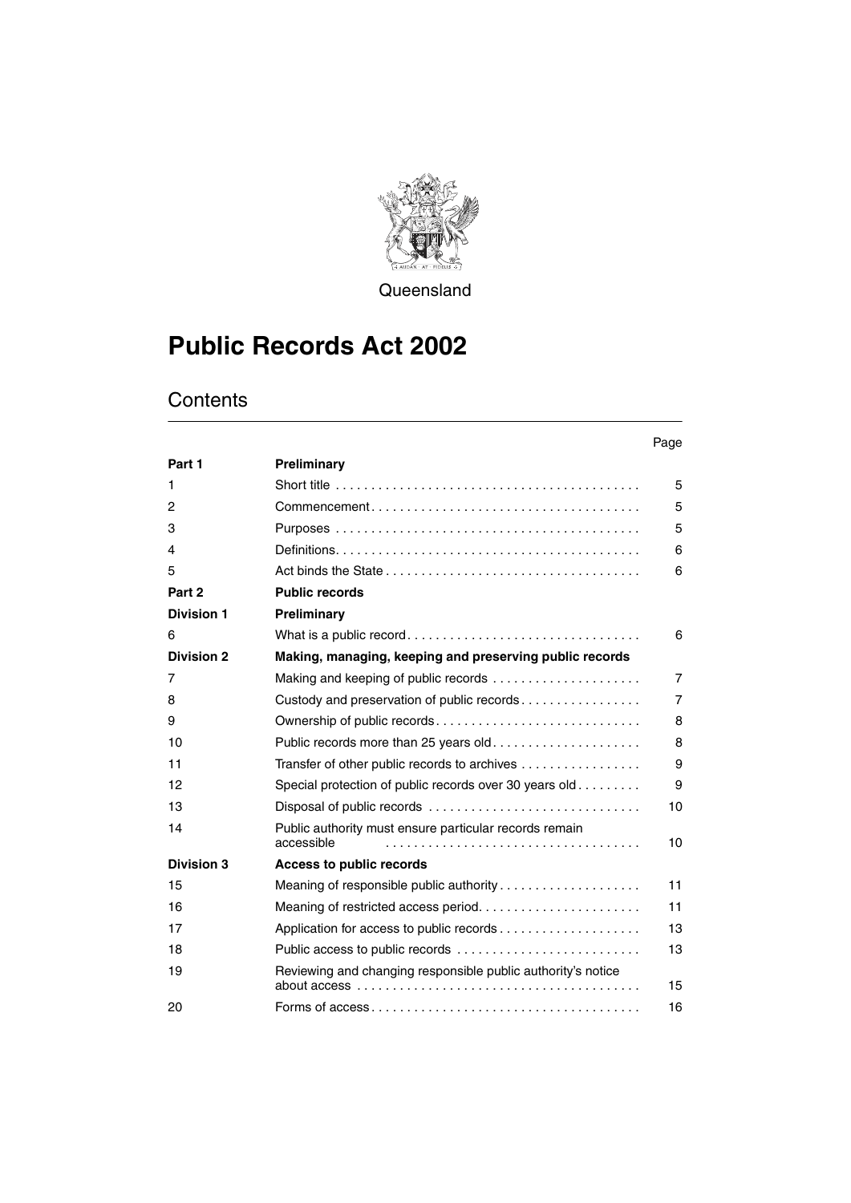Queensland

# Public Records Act 2002

## Contents

| | | Page |
|---|---|---|
| **Part 1** | **Preliminary** | |
| 1 | Short title | 5 |
| 2 | Commencement | 5 |
| 3 | Purposes | 5 |
| 4 | Definitions | 6 |
| 5 | Act binds the State | 6 |
| **Part 2** | **Public records** | |
| **Division 1** | **Preliminary** | |
| 6 | What is a public record | 6 |
| **Division 2** | **Making, managing, keeping and preserving public records** | |
| 7 | Making and keeping of public records | 7 |
| 8 | Custody and preservation of public records | 7 |
| 9 | Ownership of public records | 8 |
| 10 | Public records more than 25 years old | 8 |
| 11 | Transfer of other public records to archives | 9 |
| 12 | Special protection of public records over 30 years old | 9 |
| 13 | Disposal of public records | 10 |
| 14 | Public authority must ensure particular records remain accessible | 10 |
| **Division 3** | **Access to public records** | |
| 15 | Meaning of responsible public authority | 11 |
| 16 | Meaning of restricted access period | 11 |
| 17 | Application for access to public records | 13 |
| 18 | Public access to public records | 13 |
| 19 | Reviewing and changing responsible public authority's notice about access | 15 |
| 20 | Forms of access | 16 |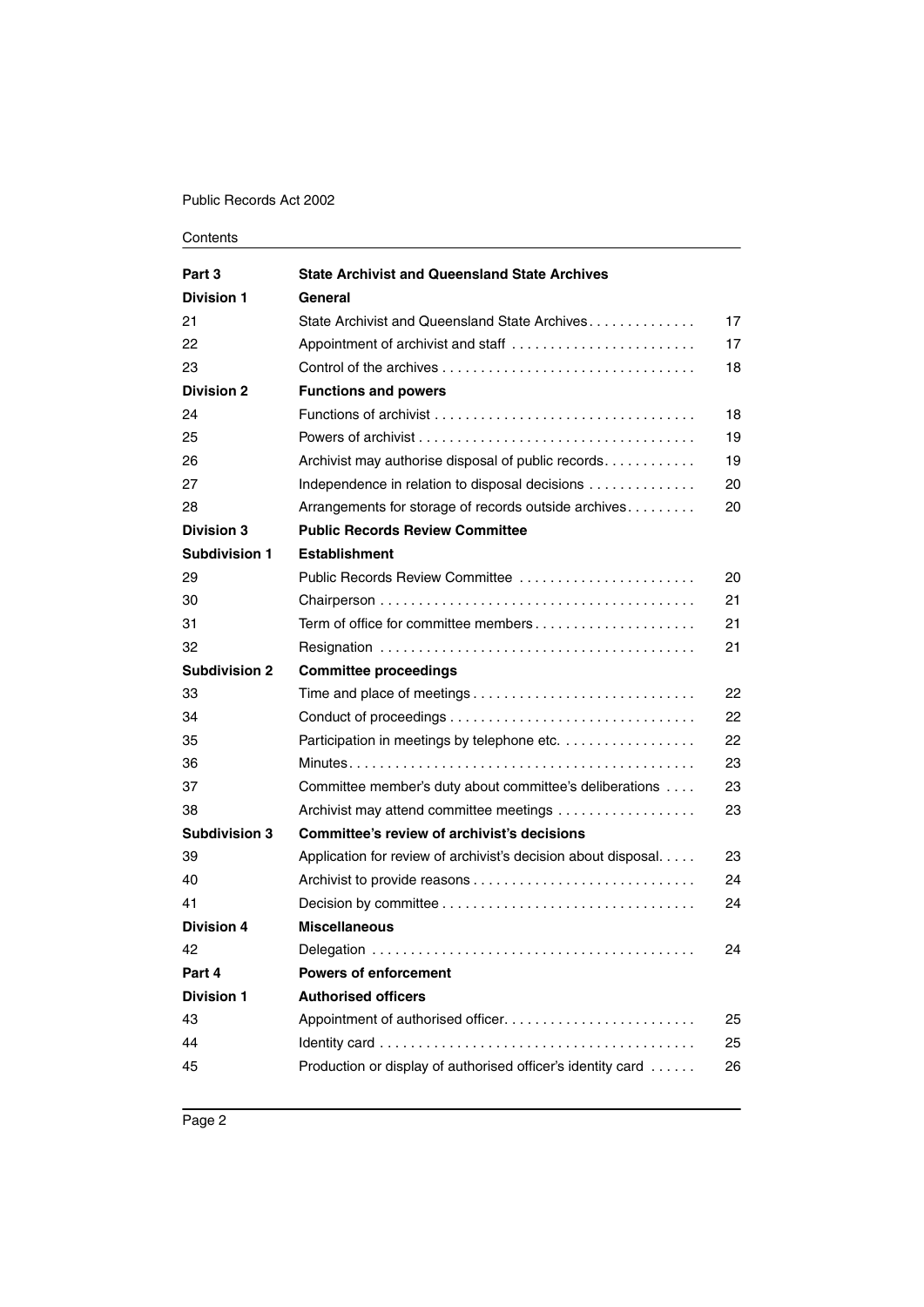| | | |
|---|---|---|
| **Part 3** | **State Archivist and Queensland State Archives** | |
| **Division 1** | **General** | |
| 21 | State Archivist and Queensland State Archives | 17 |
| 22 | Appointment of archivist and staff | 17 |
| 23 | Control of the archives | 18 |
| **Division 2** | **Functions and powers** | |
| 24 | Functions of archivist | 18 |
| 25 | Powers of archivist | 19 |
| 26 | Archivist may authorise disposal of public records | 19 |
| 27 | Independence in relation to disposal decisions | 20 |
| 28 | Arrangements for storage of records outside archives | 20 |
| **Division 3** | **Public Records Review Committee** | |
| **Subdivision 1** | **Establishment** | |
| 29 | Public Records Review Committee | 20 |
| 30 | Chairperson | 21 |
| 31 | Term of office for committee members | 21 |
| 32 | Resignation | 21 |
| **Subdivision 2** | **Committee proceedings** | |
| 33 | Time and place of meetings | 22 |
| 34 | Conduct of proceedings | 22 |
| 35 | Participation in meetings by telephone etc. | 22 |
| 36 | Minutes | 23 |
| 37 | Committee member's duty about committee's deliberations | 23 |
| 38 | Archivist may attend committee meetings | 23 |
| **Subdivision 3** | **Committee's review of archivist's decisions** | |
| 39 | Application for review of archivist's decision about disposal | 23 |
| 40 | Archivist to provide reasons | 24 |
| 41 | Decision by committee | 24 |
| **Division 4** | **Miscellaneous** | |
| 42 | Delegation | 24 |
| **Part 4** | **Powers of enforcement** | |
| **Division 1** | **Authorised officers** | |
| 43 | Appointment of authorised officer | 25 |
| 44 | Identity card | 25 |
| 45 | Production or display of authorised officer's identity card | 26 |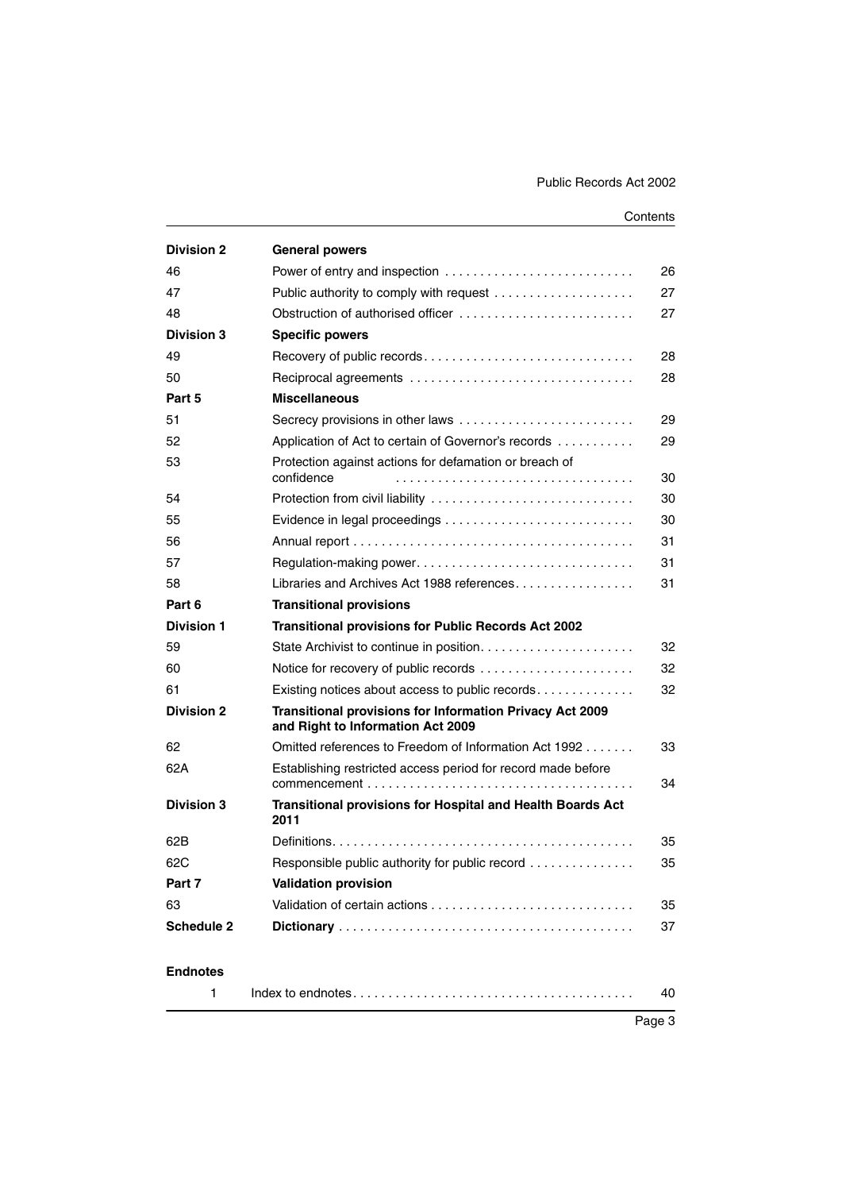| | | |
|---|---|---|
| **Division 2** | **General powers** | |
| 46 | Power of entry and inspection | 26 |
| 47 | Public authority to comply with request | 27 |
| 48 | Obstruction of authorised officer | 27 |
| **Division 3** | **Specific powers** | |
| 49 | Recovery of public records | 28 |
| 50 | Reciprocal agreements | 28 |
| **Part 5** | **Miscellaneous** | |
| 51 | Secrecy provisions in other laws | 29 |
| 52 | Application of Act to certain of Governor's records | 29 |
| 53 | Protection against actions for defamation or breach of confidence | 30 |
| 54 | Protection from civil liability | 30 |
| 55 | Evidence in legal proceedings | 30 |
| 56 | Annual report | 31 |
| 57 | Regulation-making power | 31 |
| 58 | Libraries and Archives Act 1988 references | 31 |
| **Part 6** | **Transitional provisions** | |
| **Division 1** | **Transitional provisions for Public Records Act 2002** | |
| 59 | State Archivist to continue in position | 32 |
| 60 | Notice for recovery of public records | 32 |
| 61 | Existing notices about access to public records | 32 |
| **Division 2** | **Transitional provisions for Information Privacy Act 2009 and Right to Information Act 2009** | |
| 62 | Omitted references to Freedom of Information Act 1992 | 33 |
| 62A | Establishing restricted access period for record made before commencement | 34 |
| **Division 3** | **Transitional provisions for Hospital and Health Boards Act 2011** | |
| 62B | Definitions | 35 |
| 62C | Responsible public authority for public record | 35 |
| **Part 7** | **Validation provision** | |
| 63 | Validation of certain actions | 35 |
| **Schedule 2** | **Dictionary** | 37 |

**Endnotes**

| | | |
|---|---|---|
| 1 | Index to endnotes | 40 |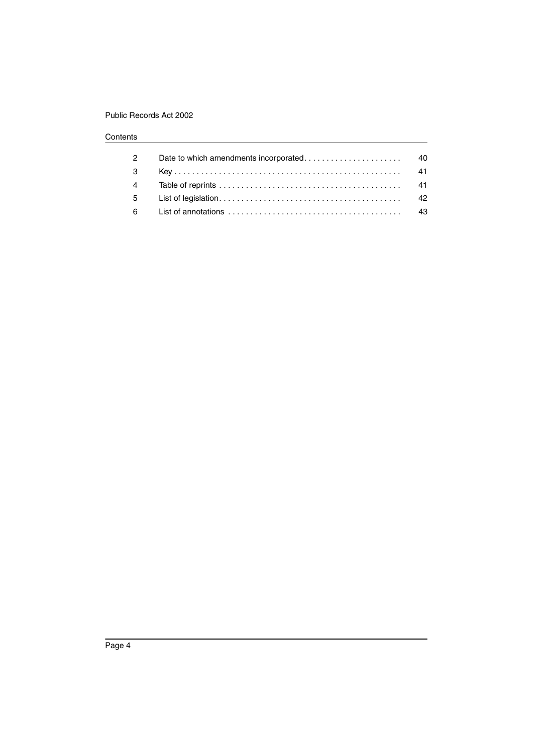Contents

| | | |
|---|---|---|
| 2 | Date to which amendments incorporated | 40 |
| 3 | Key | 41 |
| 4 | Table of reprints | 41 |
| 5 | List of legislation | 42 |
| 6 | List of annotations | 43 |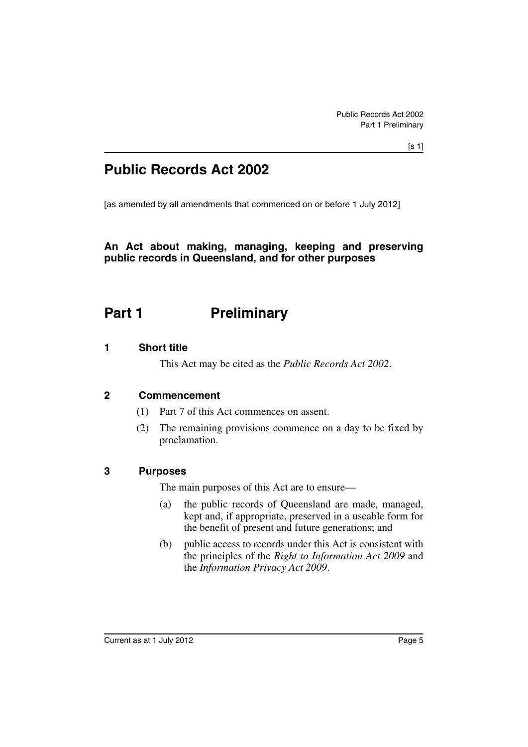# Public Records Act 2002

[as amended by all amendments that commenced on or before 1 July 2012]

**An Act about making, managing, keeping and preserving public records in Queensland, and for other purposes**

## Part 1 Preliminary

### 1 Short title

This Act may be cited as the *Public Records Act 2002*.

### 2 Commencement

(1) Part 7 of this Act commences on assent.

(2) The remaining provisions commence on a day to be fixed by proclamation.

### 3 Purposes

The main purposes of this Act are to ensure—

(a) the public records of Queensland are made, managed, kept and, if appropriate, preserved in a useable form for the benefit of present and future generations; and

(b) public access to records under this Act is consistent with the principles of the *Right to Information Act 2009* and the *Information Privacy Act 2009*.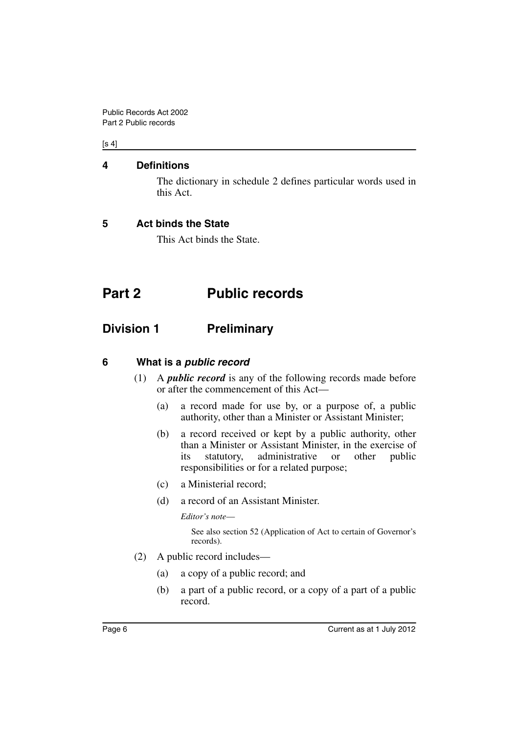## 4 Definitions

The dictionary in schedule 2 defines particular words used in this Act.

## 5 Act binds the State

This Act binds the State.

# Part 2 Public records

## Division 1 Preliminary

### 6 What is a *public record*

(1) A ***public record*** is any of the following records made before or after the commencement of this Act—

(a) a record made for use by, or a purpose of, a public authority, other than a Minister or Assistant Minister;

(b) a record received or kept by a public authority, other than a Minister or Assistant Minister, in the exercise of its statutory, administrative or other public responsibilities or for a related purpose;

(c) a Ministerial record;

(d) a record of an Assistant Minister.

*Editor's note—*

See also section 52 (Application of Act to certain of Governor's records).

(2) A public record includes—

(a) a copy of a public record; and

(b) a part of a public record, or a copy of a part of a public record.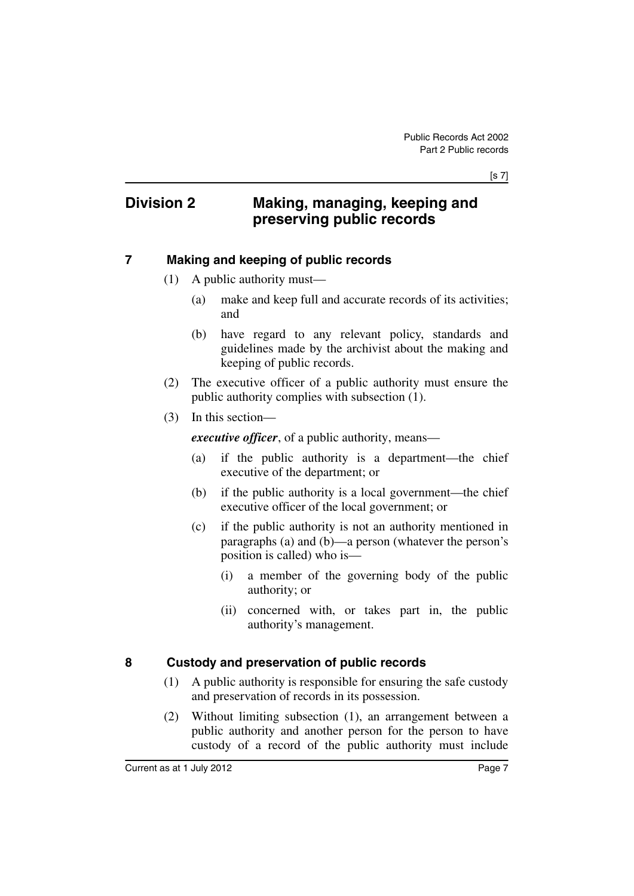## Division 2 Making, managing, keeping and preserving public records

### 7 Making and keeping of public records

(1) A public authority must—

(a) make and keep full and accurate records of its activities; and

(b) have regard to any relevant policy, standards and guidelines made by the archivist about the making and keeping of public records.

(2) The executive officer of a public authority must ensure the public authority complies with subsection (1).

(3) In this section—

***executive officer***, of a public authority, means—

(a) if the public authority is a department—the chief executive of the department; or

(b) if the public authority is a local government—the chief executive officer of the local government; or

(c) if the public authority is not an authority mentioned in paragraphs (a) and (b)—a person (whatever the person's position is called) who is—

(i) a member of the governing body of the public authority; or

(ii) concerned with, or takes part in, the public authority's management.

### 8 Custody and preservation of public records

(1) A public authority is responsible for ensuring the safe custody and preservation of records in its possession.

(2) Without limiting subsection (1), an arrangement between a public authority and another person for the person to have custody of a record of the public authority must include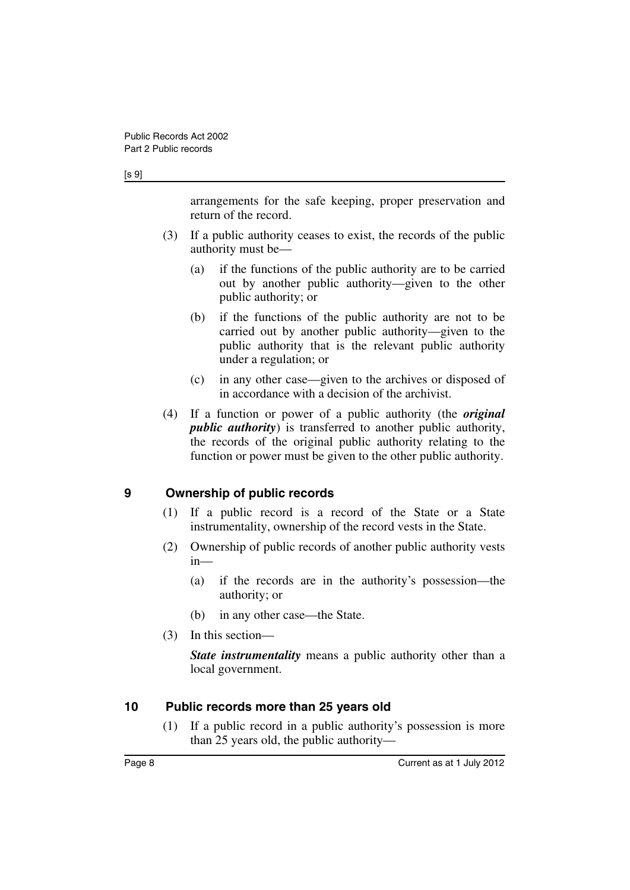arrangements for the safe keeping, proper preservation and return of the record.

(3) If a public authority ceases to exist, the records of the public authority must be—

(a) if the functions of the public authority are to be carried out by another public authority—given to the other public authority; or

(b) if the functions of the public authority are not to be carried out by another public authority—given to the public authority that is the relevant public authority under a regulation; or

(c) in any other case—given to the archives or disposed of in accordance with a decision of the archivist.

(4) If a function or power of a public authority (the ***original public authority***) is transferred to another public authority, the records of the original public authority relating to the function or power must be given to the other public authority.

## 9 Ownership of public records

(1) If a public record is a record of the State or a State instrumentality, ownership of the record vests in the State.

(2) Ownership of public records of another public authority vests in—

(a) if the records are in the authority's possession—the authority; or

(b) in any other case—the State.

(3) In this section—

***State instrumentality*** means a public authority other than a local government.

## 10 Public records more than 25 years old

(1) If a public record in a public authority's possession is more than 25 years old, the public authority—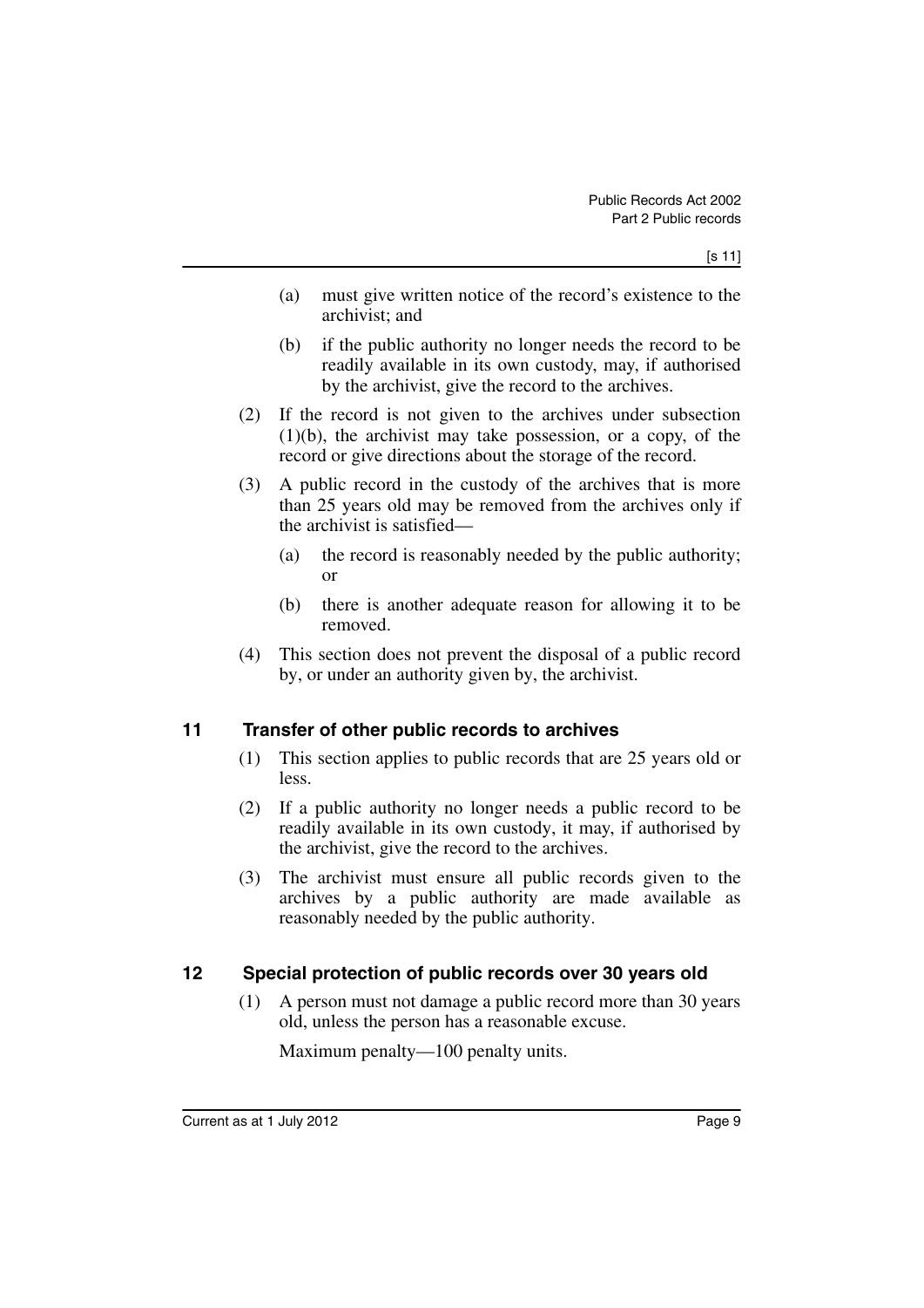(a) must give written notice of the record's existence to the archivist; and

(b) if the public authority no longer needs the record to be readily available in its own custody, may, if authorised by the archivist, give the record to the archives.

(2) If the record is not given to the archives under subsection (1)(b), the archivist may take possession, or a copy, of the record or give directions about the storage of the record.

(3) A public record in the custody of the archives that is more than 25 years old may be removed from the archives only if the archivist is satisfied—

(a) the record is reasonably needed by the public authority; or

(b) there is another adequate reason for allowing it to be removed.

(4) This section does not prevent the disposal of a public record by, or under an authority given by, the archivist.

## 11 Transfer of other public records to archives

(1) This section applies to public records that are 25 years old or less.

(2) If a public authority no longer needs a public record to be readily available in its own custody, it may, if authorised by the archivist, give the record to the archives.

(3) The archivist must ensure all public records given to the archives by a public authority are made available as reasonably needed by the public authority.

## 12 Special protection of public records over 30 years old

(1) A person must not damage a public record more than 30 years old, unless the person has a reasonable excuse.

Maximum penalty—100 penalty units.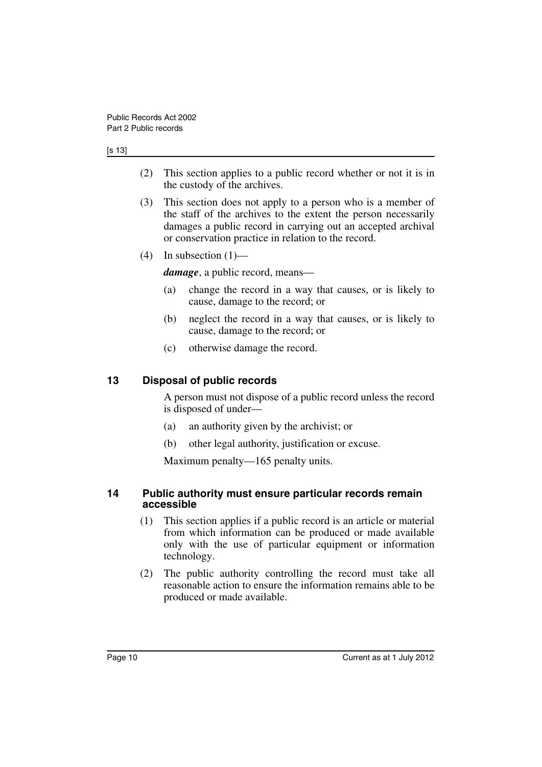(2) This section applies to a public record whether or not it is in the custody of the archives.

(3) This section does not apply to a person who is a member of the staff of the archives to the extent the person necessarily damages a public record in carrying out an accepted archival or conservation practice in relation to the record.

(4) In subsection (1)—

***damage***, a public record, means—

(a) change the record in a way that causes, or is likely to cause, damage to the record; or

(b) neglect the record in a way that causes, or is likely to cause, damage to the record; or

(c) otherwise damage the record.

## 13 Disposal of public records

A person must not dispose of a public record unless the record is disposed of under—

(a) an authority given by the archivist; or

(b) other legal authority, justification or excuse.

Maximum penalty—165 penalty units.

## 14 Public authority must ensure particular records remain accessible

(1) This section applies if a public record is an article or material from which information can be produced or made available only with the use of particular equipment or information technology.

(2) The public authority controlling the record must take all reasonable action to ensure the information remains able to be produced or made available.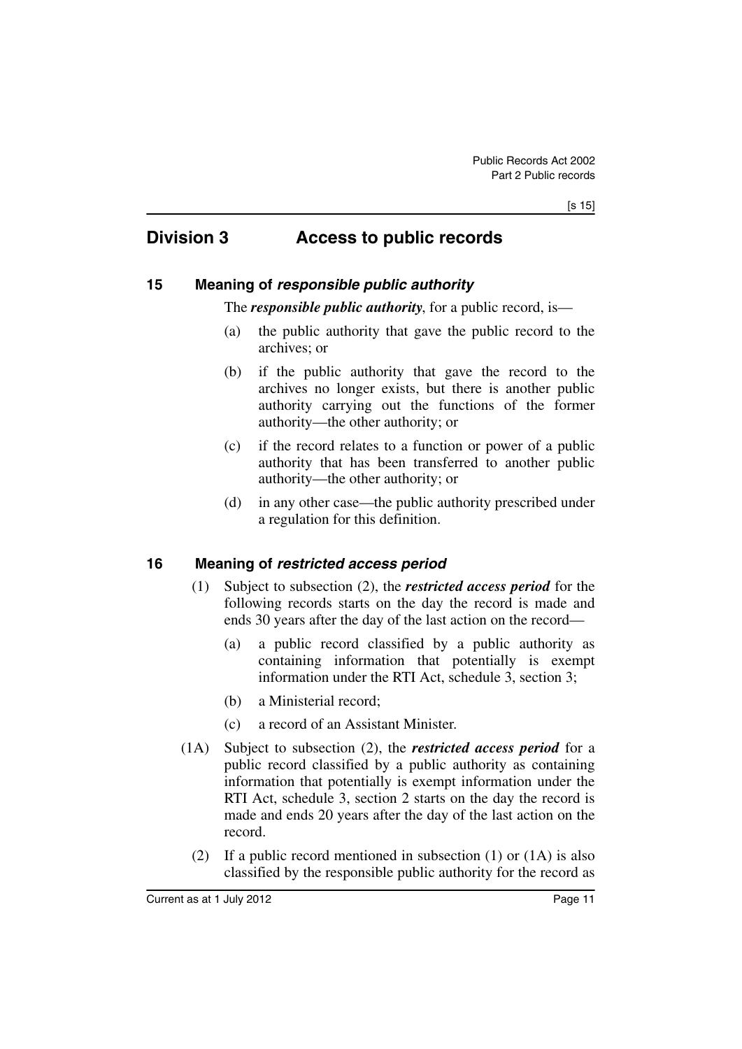## Division 3 Access to public records

### 15 Meaning of *responsible public authority*

The ***responsible public authority***, for a public record, is—

(a) the public authority that gave the public record to the archives; or

(b) if the public authority that gave the record to the archives no longer exists, but there is another public authority carrying out the functions of the former authority—the other authority; or

(c) if the record relates to a function or power of a public authority that has been transferred to another public authority—the other authority; or

(d) in any other case—the public authority prescribed under a regulation for this definition.

### 16 Meaning of *restricted access period*

(1) Subject to subsection (2), the ***restricted access period*** for the following records starts on the day the record is made and ends 30 years after the day of the last action on the record—

(a) a public record classified by a public authority as containing information that potentially is exempt information under the RTI Act, schedule 3, section 3;

(b) a Ministerial record;

(c) a record of an Assistant Minister.

(1A) Subject to subsection (2), the ***restricted access period*** for a public record classified by a public authority as containing information that potentially is exempt information under the RTI Act, schedule 3, section 2 starts on the day the record is made and ends 20 years after the day of the last action on the record.

(2) If a public record mentioned in subsection (1) or (1A) is also classified by the responsible public authority for the record as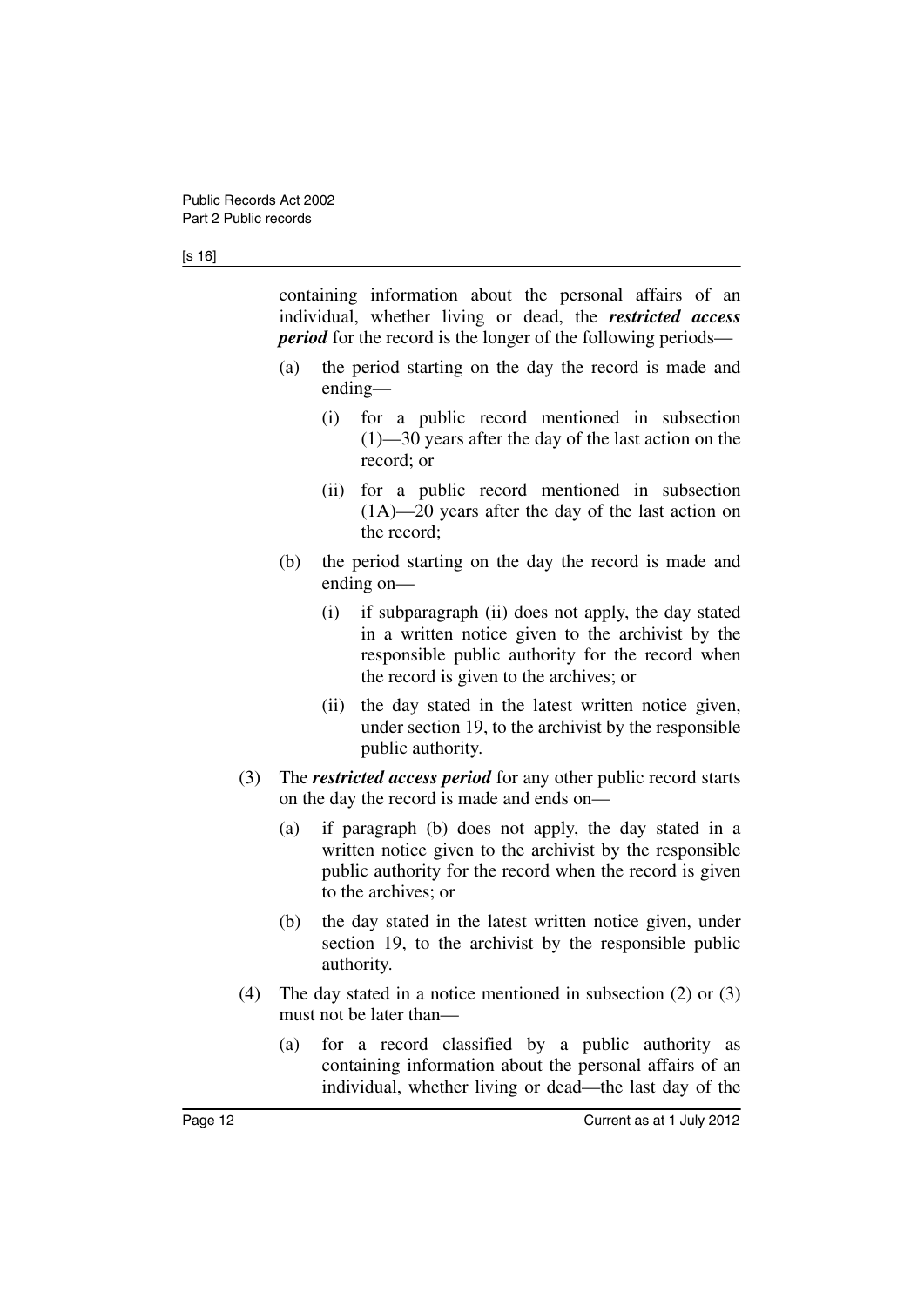containing information about the personal affairs of an individual, whether living or dead, the ***restricted access period*** for the record is the longer of the following periods—

(a) the period starting on the day the record is made and ending—

(i) for a public record mentioned in subsection (1)—30 years after the day of the last action on the record; or

(ii) for a public record mentioned in subsection (1A)—20 years after the day of the last action on the record;

(b) the period starting on the day the record is made and ending on—

(i) if subparagraph (ii) does not apply, the day stated in a written notice given to the archivist by the responsible public authority for the record when the record is given to the archives; or

(ii) the day stated in the latest written notice given, under section 19, to the archivist by the responsible public authority.

(3) The ***restricted access period*** for any other public record starts on the day the record is made and ends on—

(a) if paragraph (b) does not apply, the day stated in a written notice given to the archivist by the responsible public authority for the record when the record is given to the archives; or

(b) the day stated in the latest written notice given, under section 19, to the archivist by the responsible public authority.

(4) The day stated in a notice mentioned in subsection (2) or (3) must not be later than—

(a) for a record classified by a public authority as containing information about the personal affairs of an individual, whether living or dead—the last day of the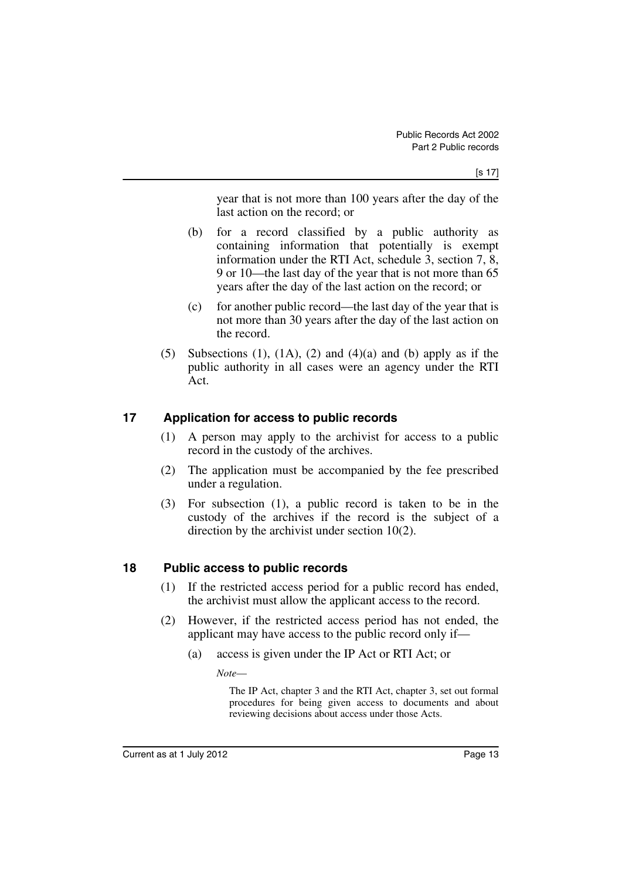year that is not more than 100 years after the day of the last action on the record; or

(b) for a record classified by a public authority as containing information that potentially is exempt information under the RTI Act, schedule 3, section 7, 8, 9 or 10—the last day of the year that is not more than 65 years after the day of the last action on the record; or

(c) for another public record—the last day of the year that is not more than 30 years after the day of the last action on the record.

(5) Subsections (1), (1A), (2) and (4)(a) and (b) apply as if the public authority in all cases were an agency under the RTI Act.

## 17 Application for access to public records

(1) A person may apply to the archivist for access to a public record in the custody of the archives.

(2) The application must be accompanied by the fee prescribed under a regulation.

(3) For subsection (1), a public record is taken to be in the custody of the archives if the record is the subject of a direction by the archivist under section 10(2).

## 18 Public access to public records

(1) If the restricted access period for a public record has ended, the archivist must allow the applicant access to the record.

(2) However, if the restricted access period has not ended, the applicant may have access to the public record only if—

(a) access is given under the IP Act or RTI Act; or

*Note*—

The IP Act, chapter 3 and the RTI Act, chapter 3, set out formal procedures for being given access to documents and about reviewing decisions about access under those Acts.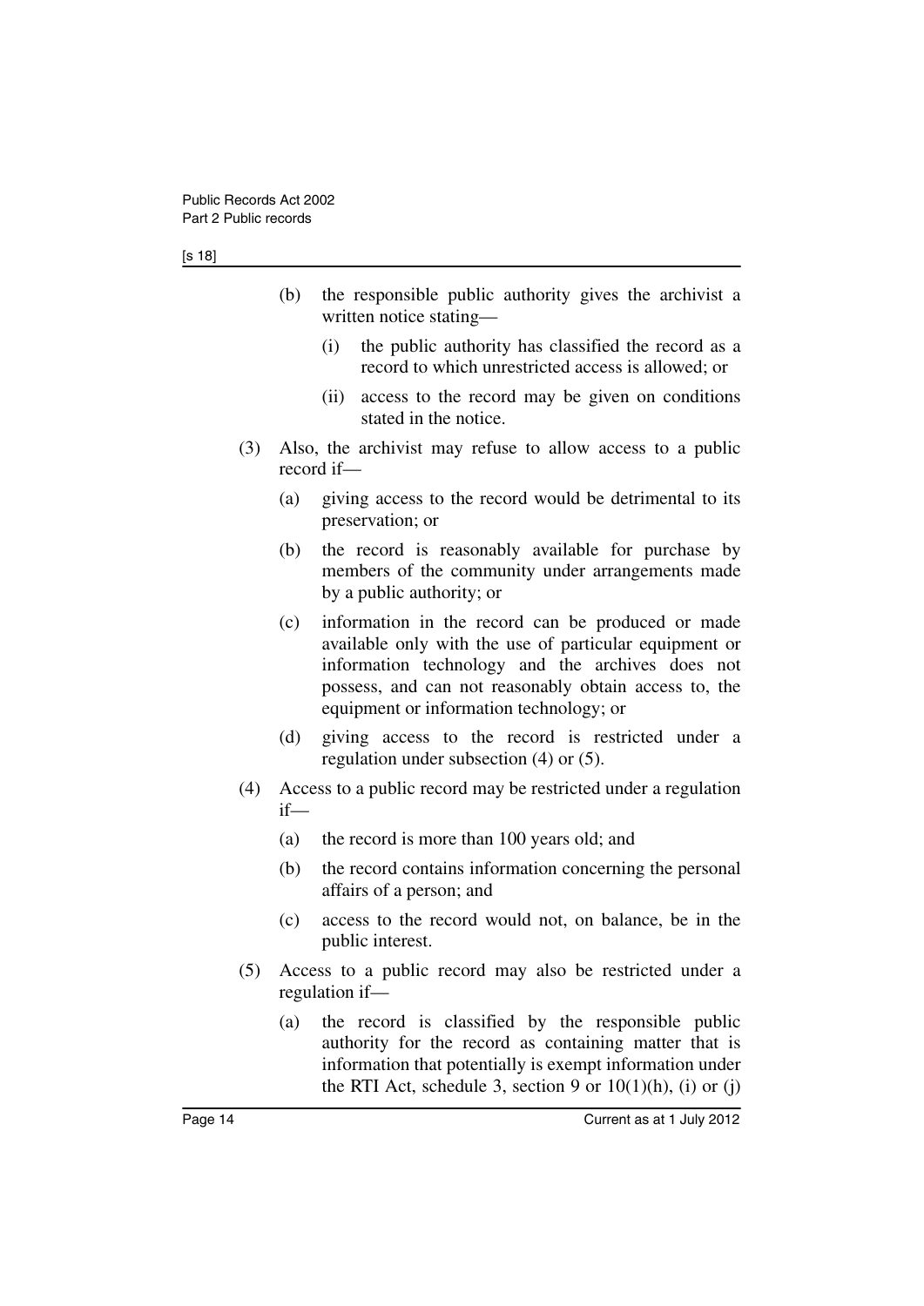(b) the responsible public authority gives the archivist a written notice stating—

(i) the public authority has classified the record as a record to which unrestricted access is allowed; or

(ii) access to the record may be given on conditions stated in the notice.

(3) Also, the archivist may refuse to allow access to a public record if—

(a) giving access to the record would be detrimental to its preservation; or

(b) the record is reasonably available for purchase by members of the community under arrangements made by a public authority; or

(c) information in the record can be produced or made available only with the use of particular equipment or information technology and the archives does not possess, and can not reasonably obtain access to, the equipment or information technology; or

(d) giving access to the record is restricted under a regulation under subsection (4) or (5).

(4) Access to a public record may be restricted under a regulation if—

(a) the record is more than 100 years old; and

(b) the record contains information concerning the personal affairs of a person; and

(c) access to the record would not, on balance, be in the public interest.

(5) Access to a public record may also be restricted under a regulation if—

(a) the record is classified by the responsible public authority for the record as containing matter that is information that potentially is exempt information under the RTI Act, schedule 3, section 9 or 10(1)(h), (i) or (j)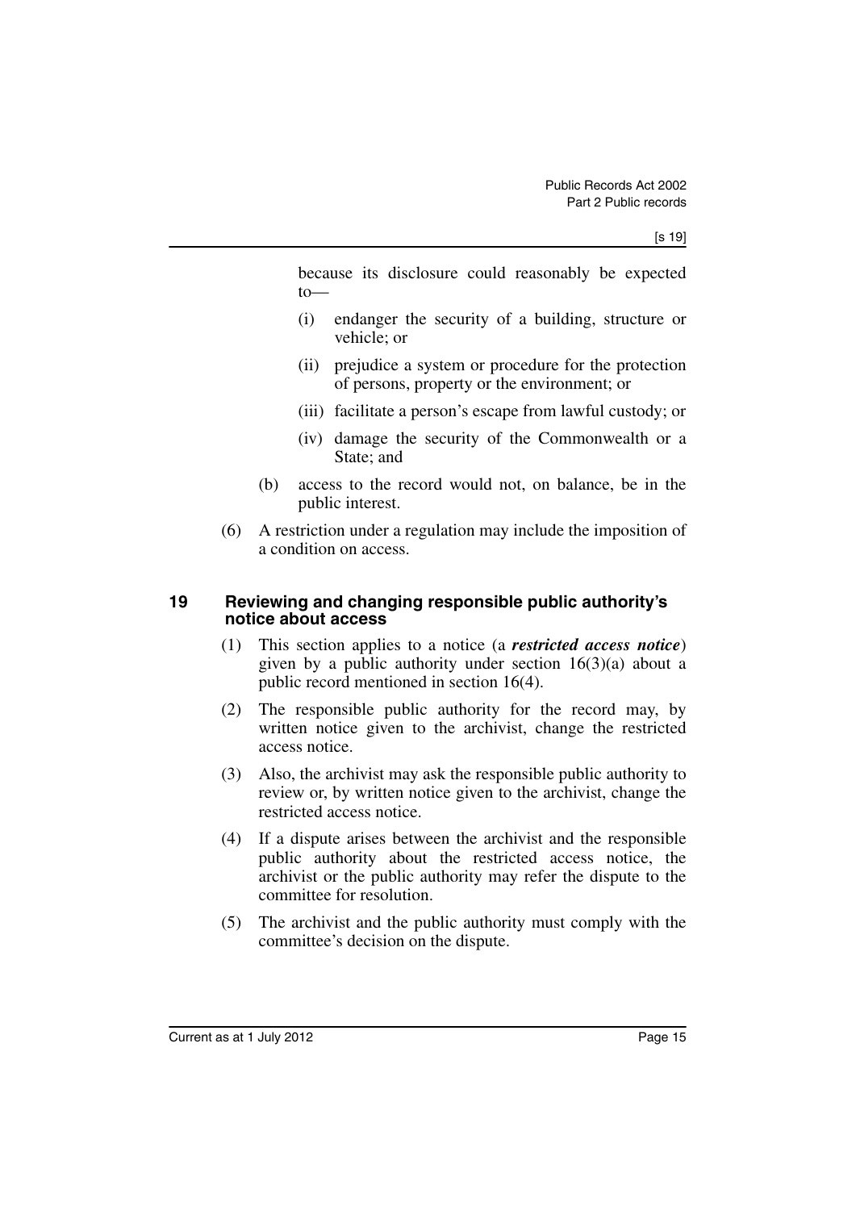because its disclosure could reasonably be expected to—

(i) endanger the security of a building, structure or vehicle; or

(ii) prejudice a system or procedure for the protection of persons, property or the environment; or

(iii) facilitate a person's escape from lawful custody; or

(iv) damage the security of the Commonwealth or a State; and

(b) access to the record would not, on balance, be in the public interest.

(6) A restriction under a regulation may include the imposition of a condition on access.

### 19 Reviewing and changing responsible public authority's notice about access

(1) This section applies to a notice (a ***restricted access notice***) given by a public authority under section 16(3)(a) about a public record mentioned in section 16(4).

(2) The responsible public authority for the record may, by written notice given to the archivist, change the restricted access notice.

(3) Also, the archivist may ask the responsible public authority to review or, by written notice given to the archivist, change the restricted access notice.

(4) If a dispute arises between the archivist and the responsible public authority about the restricted access notice, the archivist or the public authority may refer the dispute to the committee for resolution.

(5) The archivist and the public authority must comply with the committee's decision on the dispute.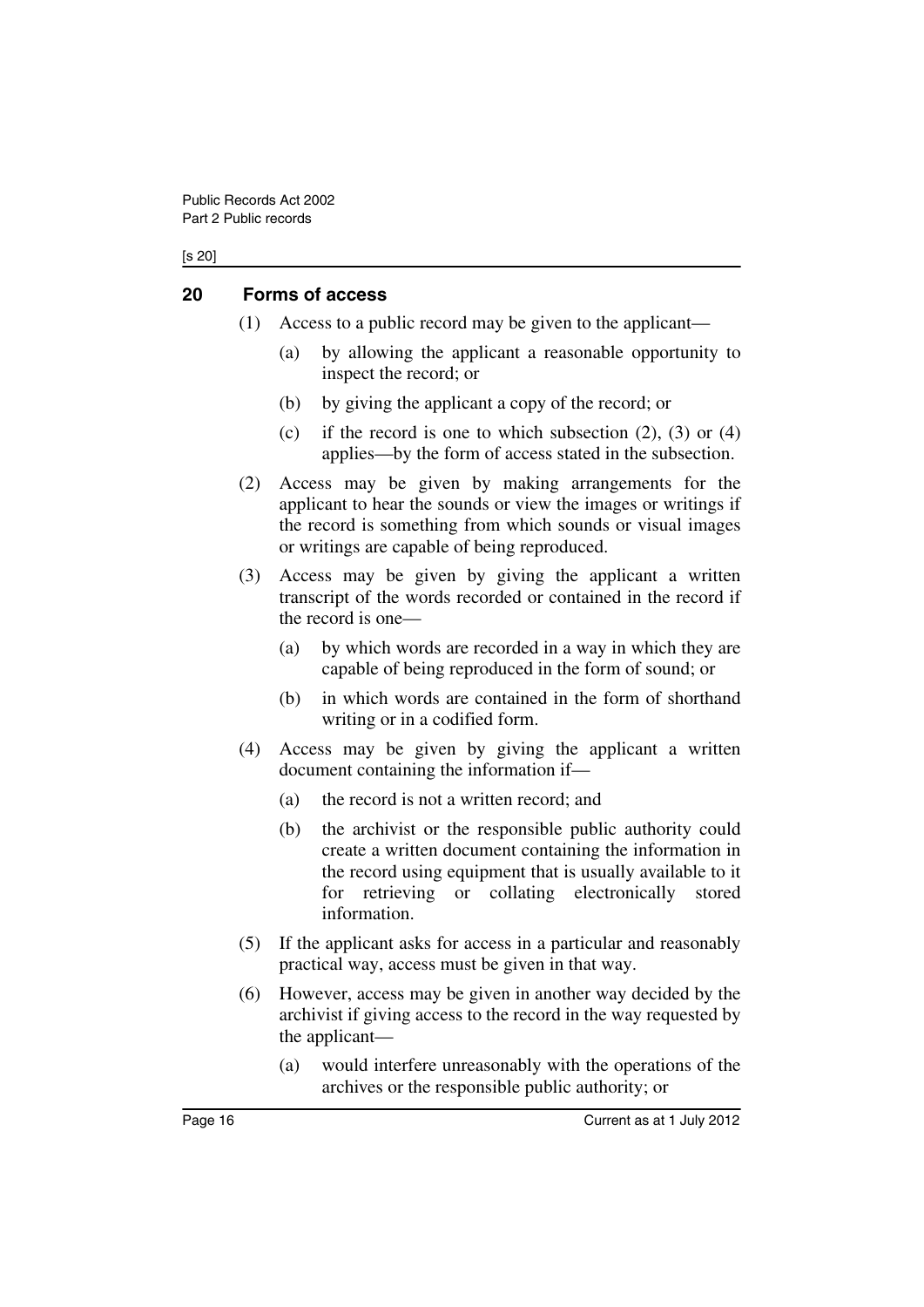## 20 Forms of access

(1) Access to a public record may be given to the applicant—

(a) by allowing the applicant a reasonable opportunity to inspect the record; or

(b) by giving the applicant a copy of the record; or

(c) if the record is one to which subsection (2), (3) or (4) applies—by the form of access stated in the subsection.

(2) Access may be given by making arrangements for the applicant to hear the sounds or view the images or writings if the record is something from which sounds or visual images or writings are capable of being reproduced.

(3) Access may be given by giving the applicant a written transcript of the words recorded or contained in the record if the record is one—

(a) by which words are recorded in a way in which they are capable of being reproduced in the form of sound; or

(b) in which words are contained in the form of shorthand writing or in a codified form.

(4) Access may be given by giving the applicant a written document containing the information if—

(a) the record is not a written record; and

(b) the archivist or the responsible public authority could create a written document containing the information in the record using equipment that is usually available to it for retrieving or collating electronically stored information.

(5) If the applicant asks for access in a particular and reasonably practical way, access must be given in that way.

(6) However, access may be given in another way decided by the archivist if giving access to the record in the way requested by the applicant—

(a) would interfere unreasonably with the operations of the archives or the responsible public authority; or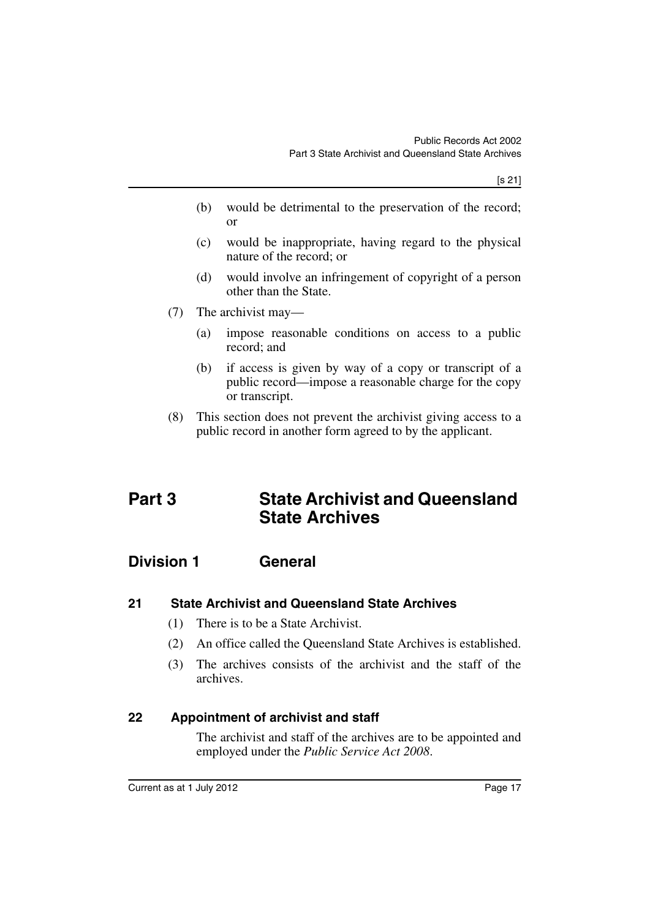(b) would be detrimental to the preservation of the record; or

(c) would be inappropriate, having regard to the physical nature of the record; or

(d) would involve an infringement of copyright of a person other than the State.

(7) The archivist may—

(a) impose reasonable conditions on access to a public record; and

(b) if access is given by way of a copy or transcript of a public record—impose a reasonable charge for the copy or transcript.

(8) This section does not prevent the archivist giving access to a public record in another form agreed to by the applicant.

# Part 3 State Archivist and Queensland State Archives

## Division 1 General

### 21 State Archivist and Queensland State Archives

(1) There is to be a State Archivist.

(2) An office called the Queensland State Archives is established.

(3) The archives consists of the archivist and the staff of the archives.

### 22 Appointment of archivist and staff

The archivist and staff of the archives are to be appointed and employed under the *Public Service Act 2008*.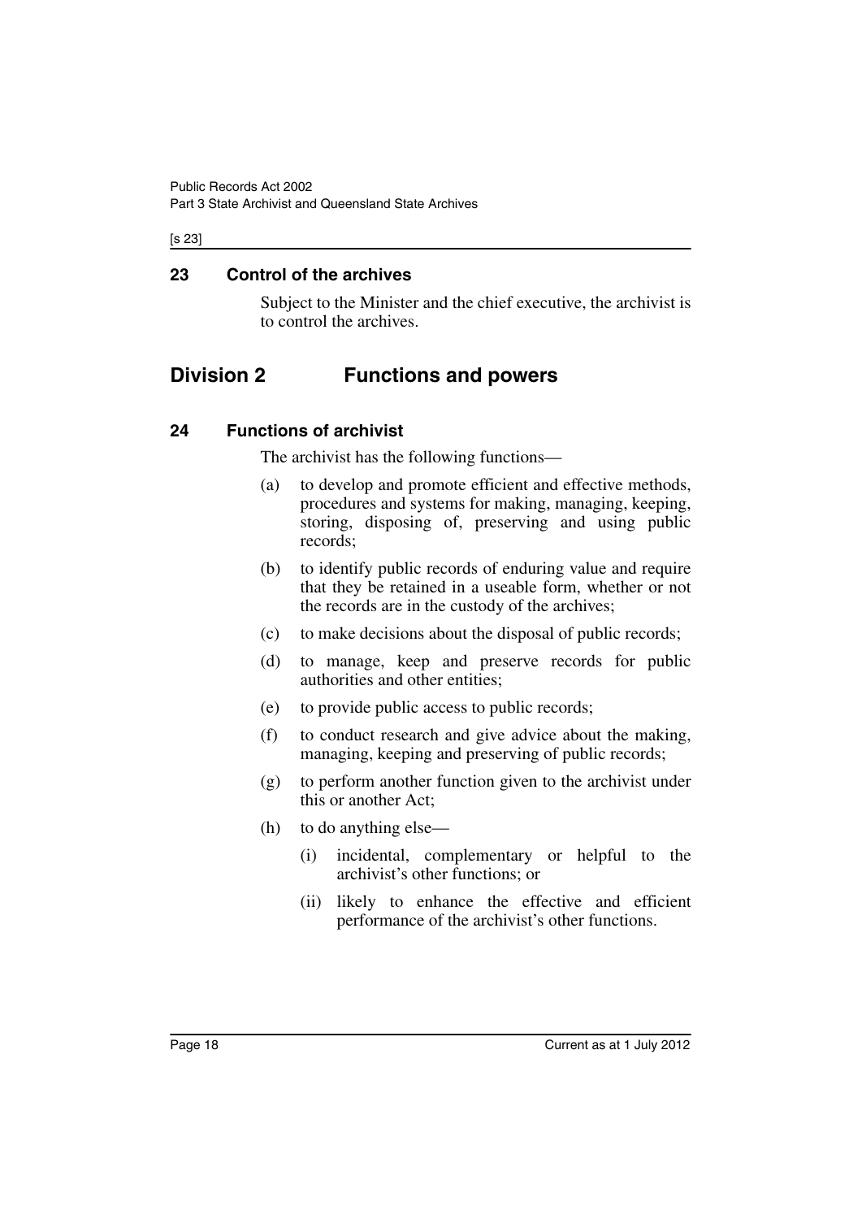## 23 Control of the archives

Subject to the Minister and the chief executive, the archivist is to control the archives.

# Division 2 Functions and powers

## 24 Functions of archivist

The archivist has the following functions—

(a) to develop and promote efficient and effective methods, procedures and systems for making, managing, keeping, storing, disposing of, preserving and using public records;

(b) to identify public records of enduring value and require that they be retained in a useable form, whether or not the records are in the custody of the archives;

(c) to make decisions about the disposal of public records;

(d) to manage, keep and preserve records for public authorities and other entities;

(e) to provide public access to public records;

(f) to conduct research and give advice about the making, managing, keeping and preserving of public records;

(g) to perform another function given to the archivist under this or another Act;

(h) to do anything else—

(i) incidental, complementary or helpful to the archivist's other functions; or

(ii) likely to enhance the effective and efficient performance of the archivist's other functions.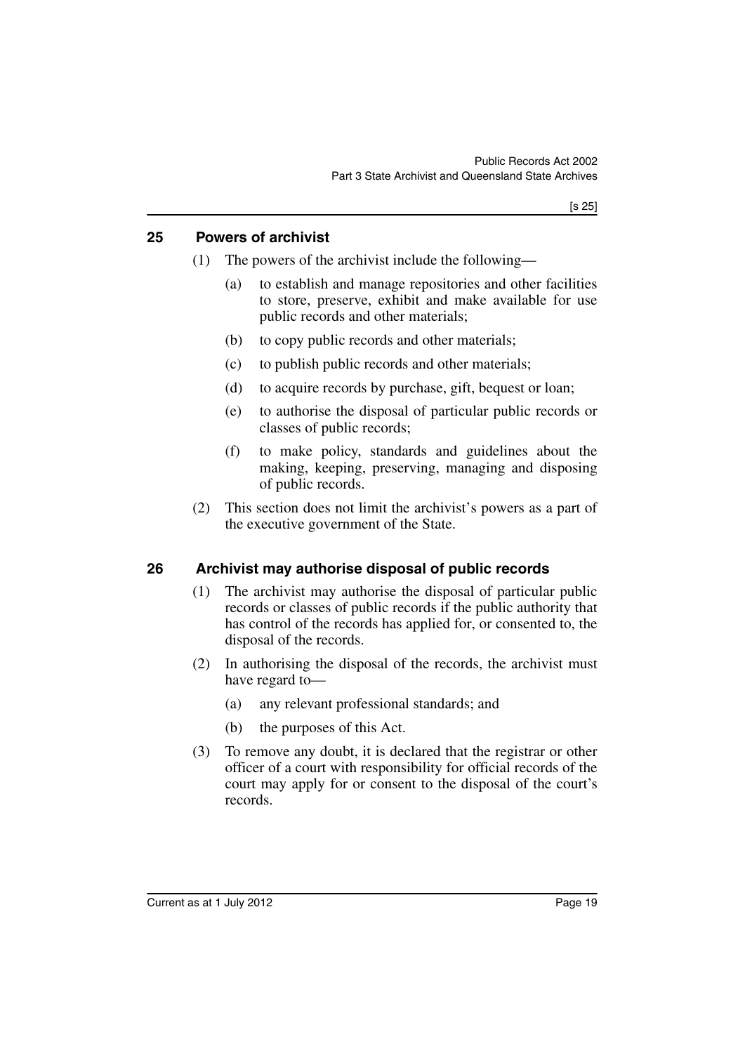## 25 Powers of archivist

(1) The powers of the archivist include the following—

- (a) to establish and manage repositories and other facilities to store, preserve, exhibit and make available for use public records and other materials;
- (b) to copy public records and other materials;
- (c) to publish public records and other materials;
- (d) to acquire records by purchase, gift, bequest or loan;
- (e) to authorise the disposal of particular public records or classes of public records;
- (f) to make policy, standards and guidelines about the making, keeping, preserving, managing and disposing of public records.

(2) This section does not limit the archivist's powers as a part of the executive government of the State.

## 26 Archivist may authorise disposal of public records

(1) The archivist may authorise the disposal of particular public records or classes of public records if the public authority that has control of the records has applied for, or consented to, the disposal of the records.

(2) In authorising the disposal of the records, the archivist must have regard to—

- (a) any relevant professional standards; and
- (b) the purposes of this Act.

(3) To remove any doubt, it is declared that the registrar or other officer of a court with responsibility for official records of the court may apply for or consent to the disposal of the court's records.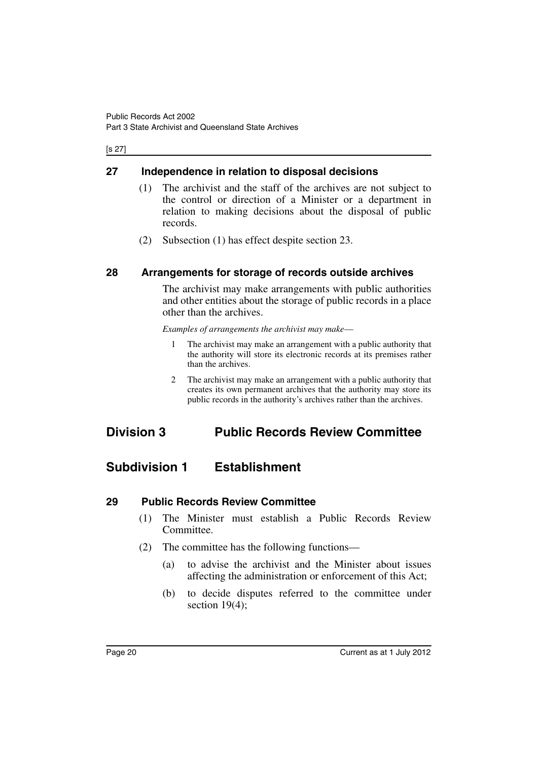### 27 Independence in relation to disposal decisions

(1) The archivist and the staff of the archives are not subject to the control or direction of a Minister or a department in relation to making decisions about the disposal of public records.

(2) Subsection (1) has effect despite section 23.

### 28 Arrangements for storage of records outside archives

The archivist may make arrangements with public authorities and other entities about the storage of public records in a place other than the archives.

*Examples of arrangements the archivist may make—*

1. The archivist may make an arrangement with a public authority that the authority will store its electronic records at its premises rather than the archives.
2. The archivist may make an arrangement with a public authority that creates its own permanent archives that the authority may store its public records in the authority's archives rather than the archives.

# Division 3 Public Records Review Committee

## Subdivision 1 Establishment

### 29 Public Records Review Committee

(1) The Minister must establish a Public Records Review Committee.

(2) The committee has the following functions—

(a) to advise the archivist and the Minister about issues affecting the administration or enforcement of this Act;

(b) to decide disputes referred to the committee under section 19(4);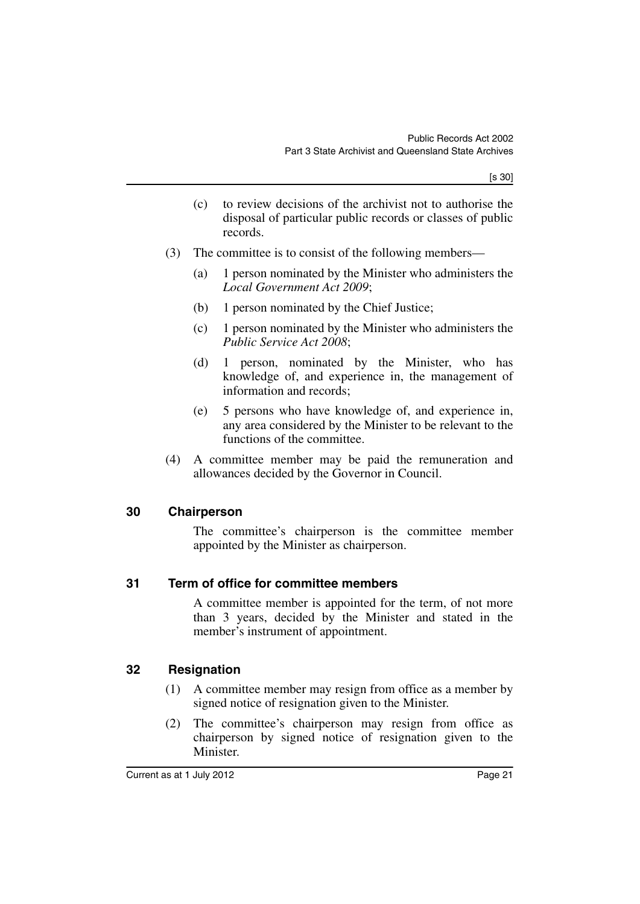- (c) to review decisions of the archivist not to authorise the disposal of particular public records or classes of public records.

(3) The committee is to consist of the following members—

- (a) 1 person nominated by the Minister who administers the *Local Government Act 2009*;
- (b) 1 person nominated by the Chief Justice;
- (c) 1 person nominated by the Minister who administers the *Public Service Act 2008*;
- (d) 1 person, nominated by the Minister, who has knowledge of, and experience in, the management of information and records;
- (e) 5 persons who have knowledge of, and experience in, any area considered by the Minister to be relevant to the functions of the committee.

(4) A committee member may be paid the remuneration and allowances decided by the Governor in Council.

## 30 Chairperson

The committee's chairperson is the committee member appointed by the Minister as chairperson.

## 31 Term of office for committee members

A committee member is appointed for the term, of not more than 3 years, decided by the Minister and stated in the member's instrument of appointment.

## 32 Resignation

(1) A committee member may resign from office as a member by signed notice of resignation given to the Minister.

(2) The committee's chairperson may resign from office as chairperson by signed notice of resignation given to the Minister.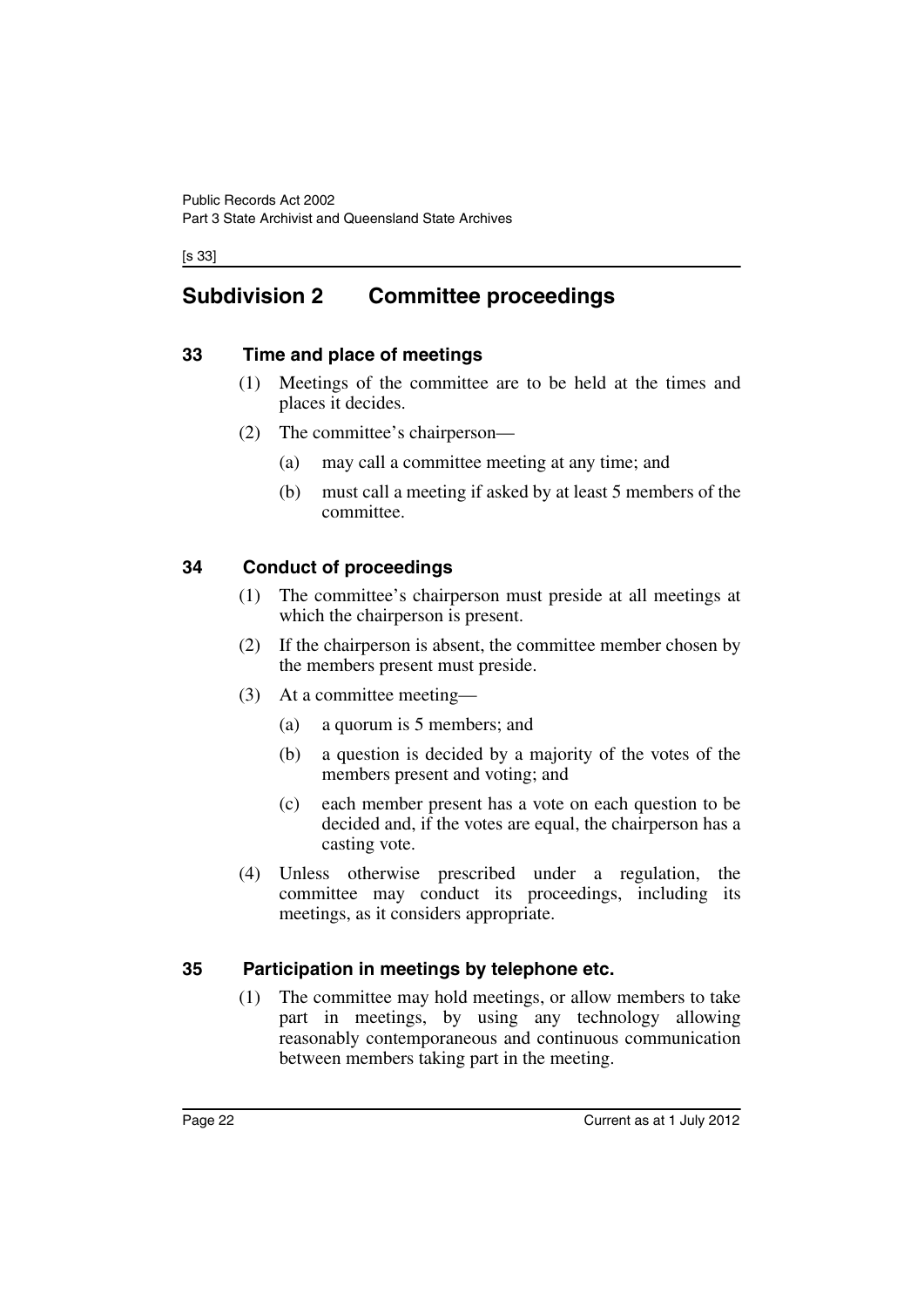## Subdivision 2 Committee proceedings

### 33 Time and place of meetings

(1) Meetings of the committee are to be held at the times and places it decides.

(2) The committee's chairperson—

(a) may call a committee meeting at any time; and

(b) must call a meeting if asked by at least 5 members of the committee.

### 34 Conduct of proceedings

(1) The committee's chairperson must preside at all meetings at which the chairperson is present.

(2) If the chairperson is absent, the committee member chosen by the members present must preside.

(3) At a committee meeting—

(a) a quorum is 5 members; and

(b) a question is decided by a majority of the votes of the members present and voting; and

(c) each member present has a vote on each question to be decided and, if the votes are equal, the chairperson has a casting vote.

(4) Unless otherwise prescribed under a regulation, the committee may conduct its proceedings, including its meetings, as it considers appropriate.

### 35 Participation in meetings by telephone etc.

(1) The committee may hold meetings, or allow members to take part in meetings, by using any technology allowing reasonably contemporaneous and continuous communication between members taking part in the meeting.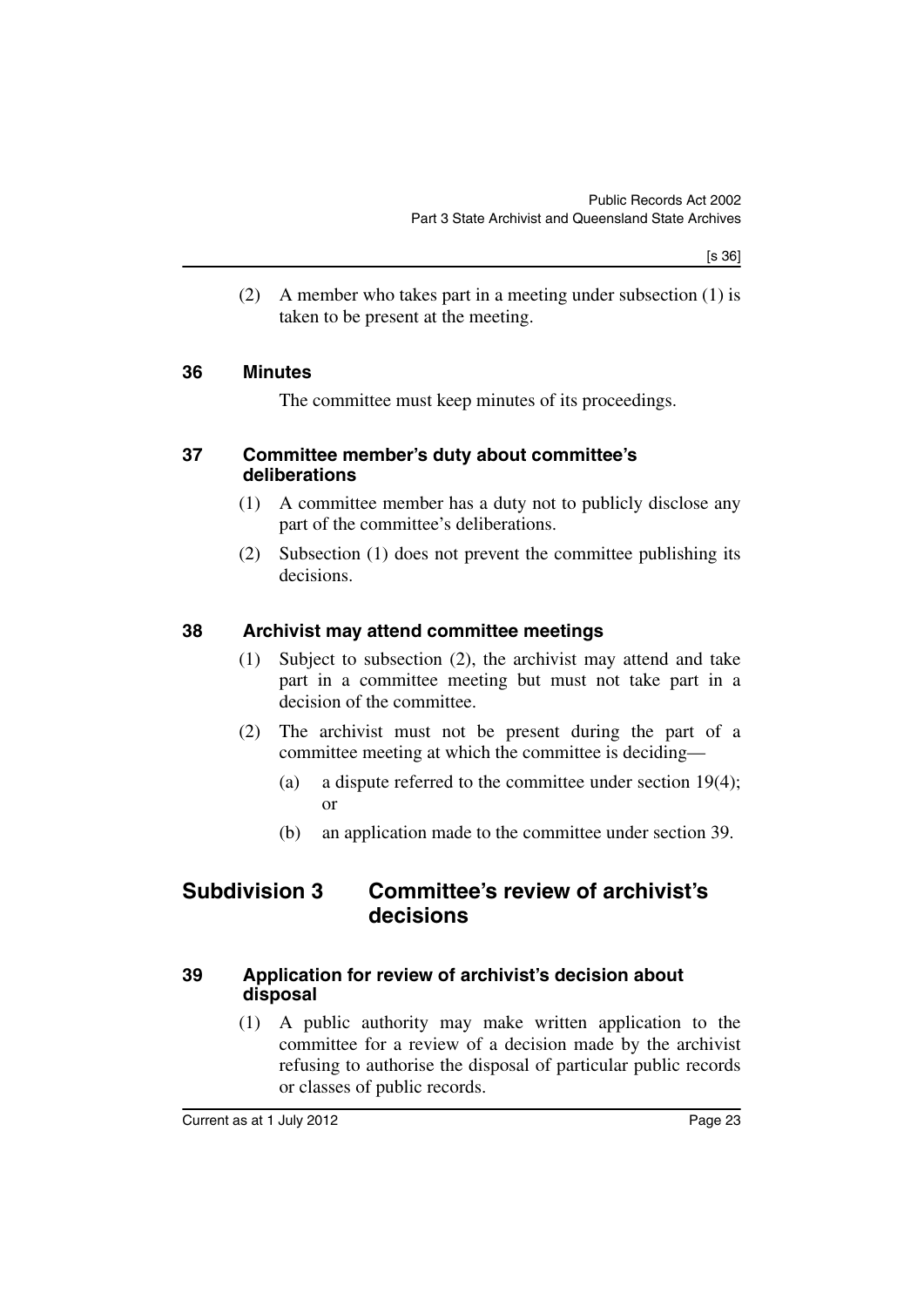(2) A member who takes part in a meeting under subsection (1) is taken to be present at the meeting.

### 36 Minutes

The committee must keep minutes of its proceedings.

### 37 Committee member's duty about committee's deliberations

(1) A committee member has a duty not to publicly disclose any part of the committee's deliberations.

(2) Subsection (1) does not prevent the committee publishing its decisions.

### 38 Archivist may attend committee meetings

(1) Subject to subsection (2), the archivist may attend and take part in a committee meeting but must not take part in a decision of the committee.

(2) The archivist must not be present during the part of a committee meeting at which the committee is deciding—

(a) a dispute referred to the committee under section 19(4); or

(b) an application made to the committee under section 39.

## Subdivision 3 Committee's review of archivist's decisions

### 39 Application for review of archivist's decision about disposal

(1) A public authority may make written application to the committee for a review of a decision made by the archivist refusing to authorise the disposal of particular public records or classes of public records.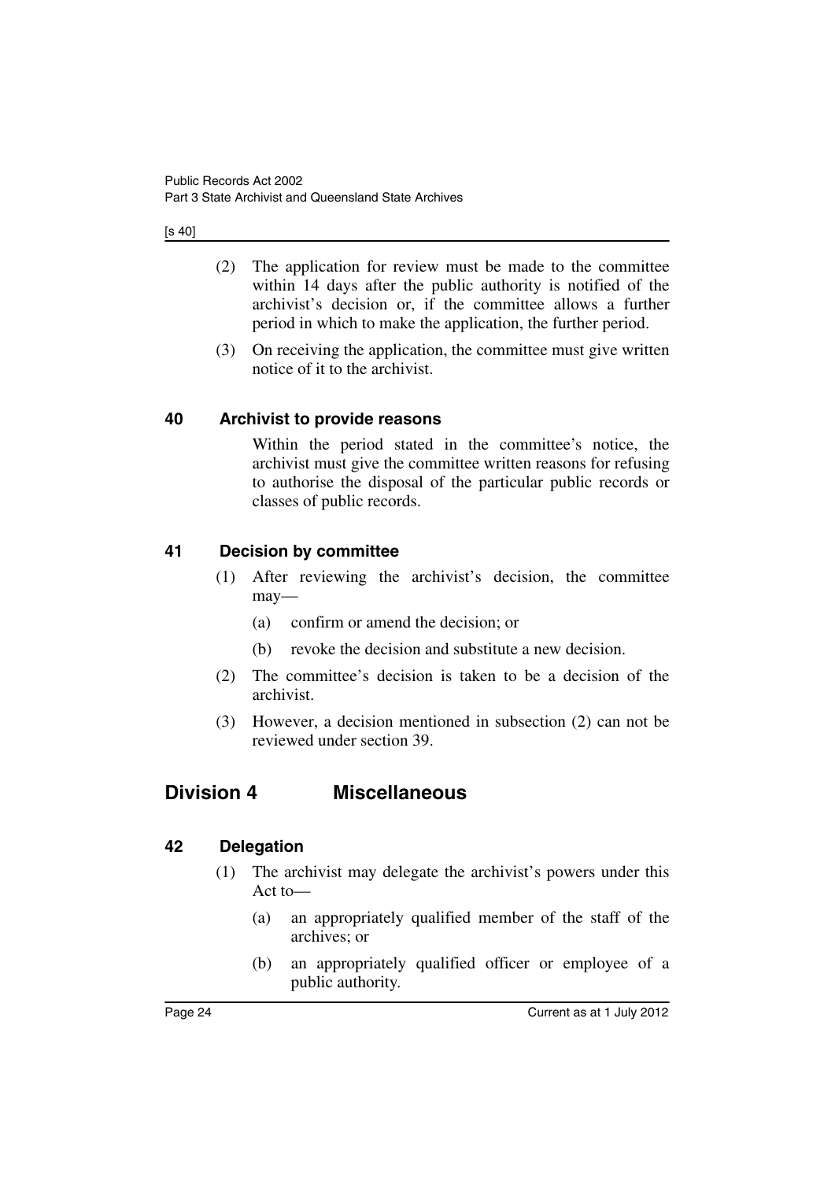(2) The application for review must be made to the committee within 14 days after the public authority is notified of the archivist's decision or, if the committee allows a further period in which to make the application, the further period.

(3) On receiving the application, the committee must give written notice of it to the archivist.

### 40 Archivist to provide reasons

Within the period stated in the committee's notice, the archivist must give the committee written reasons for refusing to authorise the disposal of the particular public records or classes of public records.

### 41 Decision by committee

(1) After reviewing the archivist's decision, the committee may—

(a) confirm or amend the decision; or

(b) revoke the decision and substitute a new decision.

(2) The committee's decision is taken to be a decision of the archivist.

(3) However, a decision mentioned in subsection (2) can not be reviewed under section 39.

## Division 4 Miscellaneous

### 42 Delegation

(1) The archivist may delegate the archivist's powers under this Act to—

(a) an appropriately qualified member of the staff of the archives; or

(b) an appropriately qualified officer or employee of a public authority.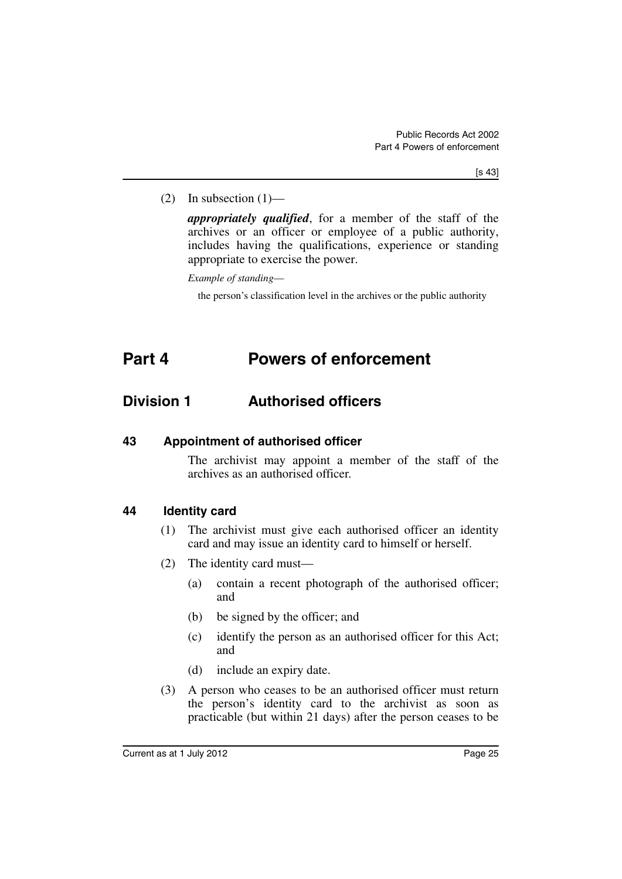(2) In subsection (1)—

***appropriately qualified***, for a member of the staff of the archives or an officer or employee of a public authority, includes having the qualifications, experience or standing appropriate to exercise the power.

*Example of standing*—

the person's classification level in the archives or the public authority

# Part 4 Powers of enforcement

## Division 1 Authorised officers

### 43 Appointment of authorised officer

The archivist may appoint a member of the staff of the archives as an authorised officer.

### 44 Identity card

(1) The archivist must give each authorised officer an identity card and may issue an identity card to himself or herself.

(2) The identity card must—

(a) contain a recent photograph of the authorised officer; and

(b) be signed by the officer; and

(c) identify the person as an authorised officer for this Act; and

(d) include an expiry date.

(3) A person who ceases to be an authorised officer must return the person's identity card to the archivist as soon as practicable (but within 21 days) after the person ceases to be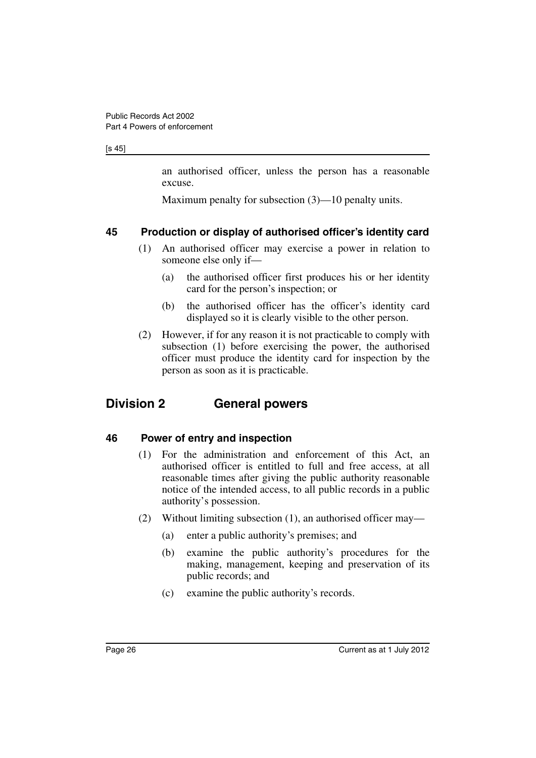an authorised officer, unless the person has a reasonable excuse.

Maximum penalty for subsection (3)—10 penalty units.

### 45 Production or display of authorised officer's identity card

(1) An authorised officer may exercise a power in relation to someone else only if—

(a) the authorised officer first produces his or her identity card for the person's inspection; or

(b) the authorised officer has the officer's identity card displayed so it is clearly visible to the other person.

(2) However, if for any reason it is not practicable to comply with subsection (1) before exercising the power, the authorised officer must produce the identity card for inspection by the person as soon as it is practicable.

## Division 2 General powers

### 46 Power of entry and inspection

(1) For the administration and enforcement of this Act, an authorised officer is entitled to full and free access, at all reasonable times after giving the public authority reasonable notice of the intended access, to all public records in a public authority's possession.

(2) Without limiting subsection (1), an authorised officer may—

(a) enter a public authority's premises; and

(b) examine the public authority's procedures for the making, management, keeping and preservation of its public records; and

(c) examine the public authority's records.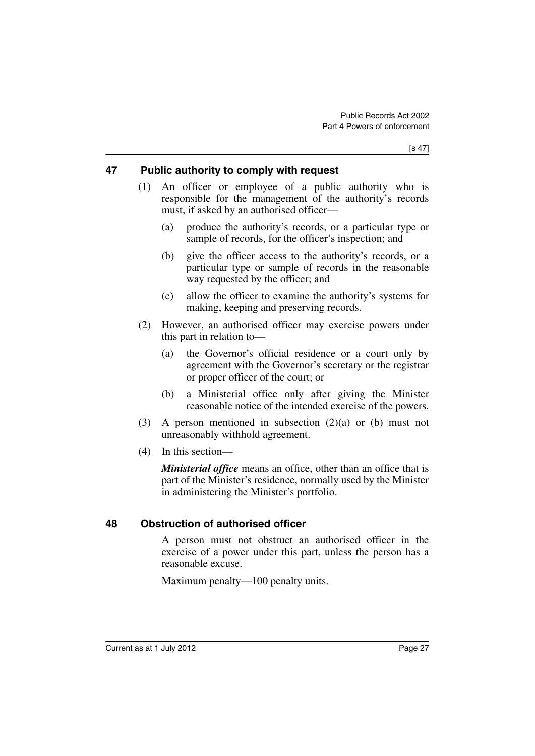## 47 Public authority to comply with request

(1) An officer or employee of a public authority who is responsible for the management of the authority's records must, if asked by an authorised officer—

(a) produce the authority's records, or a particular type or sample of records, for the officer's inspection; and

(b) give the officer access to the authority's records, or a particular type or sample of records in the reasonable way requested by the officer; and

(c) allow the officer to examine the authority's systems for making, keeping and preserving records.

(2) However, an authorised officer may exercise powers under this part in relation to—

(a) the Governor's official residence or a court only by agreement with the Governor's secretary or the registrar or proper officer of the court; or

(b) a Ministerial office only after giving the Minister reasonable notice of the intended exercise of the powers.

(3) A person mentioned in subsection (2)(a) or (b) must not unreasonably withhold agreement.

(4) In this section—

***Ministerial office*** means an office, other than an office that is part of the Minister's residence, normally used by the Minister in administering the Minister's portfolio.

## 48 Obstruction of authorised officer

A person must not obstruct an authorised officer in the exercise of a power under this part, unless the person has a reasonable excuse.

Maximum penalty—100 penalty units.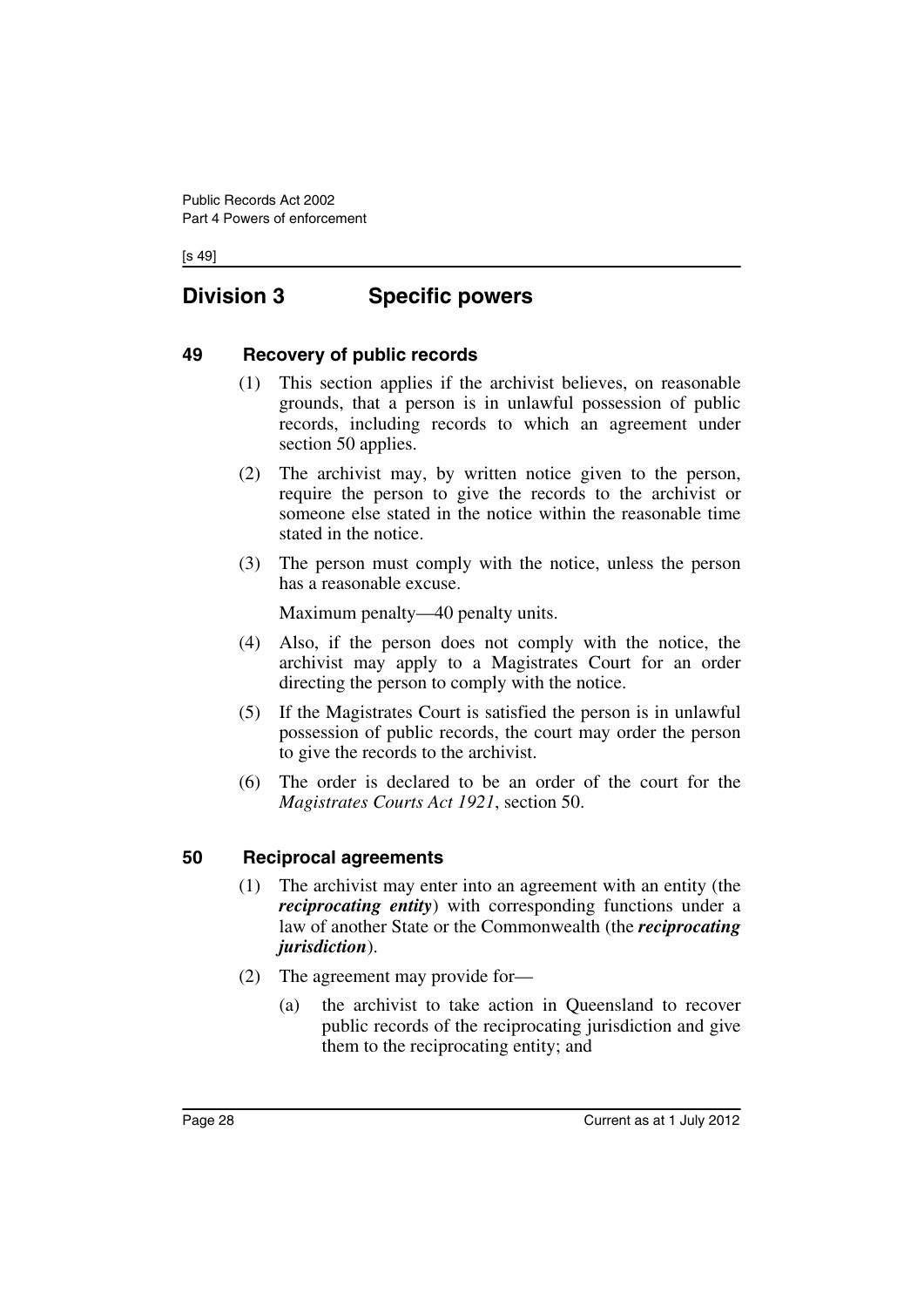## Division 3 Specific powers

### 49 Recovery of public records

(1) This section applies if the archivist believes, on reasonable grounds, that a person is in unlawful possession of public records, including records to which an agreement under section 50 applies.

(2) The archivist may, by written notice given to the person, require the person to give the records to the archivist or someone else stated in the notice within the reasonable time stated in the notice.

(3) The person must comply with the notice, unless the person has a reasonable excuse.

Maximum penalty—40 penalty units.

(4) Also, if the person does not comply with the notice, the archivist may apply to a Magistrates Court for an order directing the person to comply with the notice.

(5) If the Magistrates Court is satisfied the person is in unlawful possession of public records, the court may order the person to give the records to the archivist.

(6) The order is declared to be an order of the court for the *Magistrates Courts Act 1921*, section 50.

### 50 Reciprocal agreements

(1) The archivist may enter into an agreement with an entity (the ***reciprocating entity***) with corresponding functions under a law of another State or the Commonwealth (the ***reciprocating jurisdiction***).

(2) The agreement may provide for—

(a) the archivist to take action in Queensland to recover public records of the reciprocating jurisdiction and give them to the reciprocating entity; and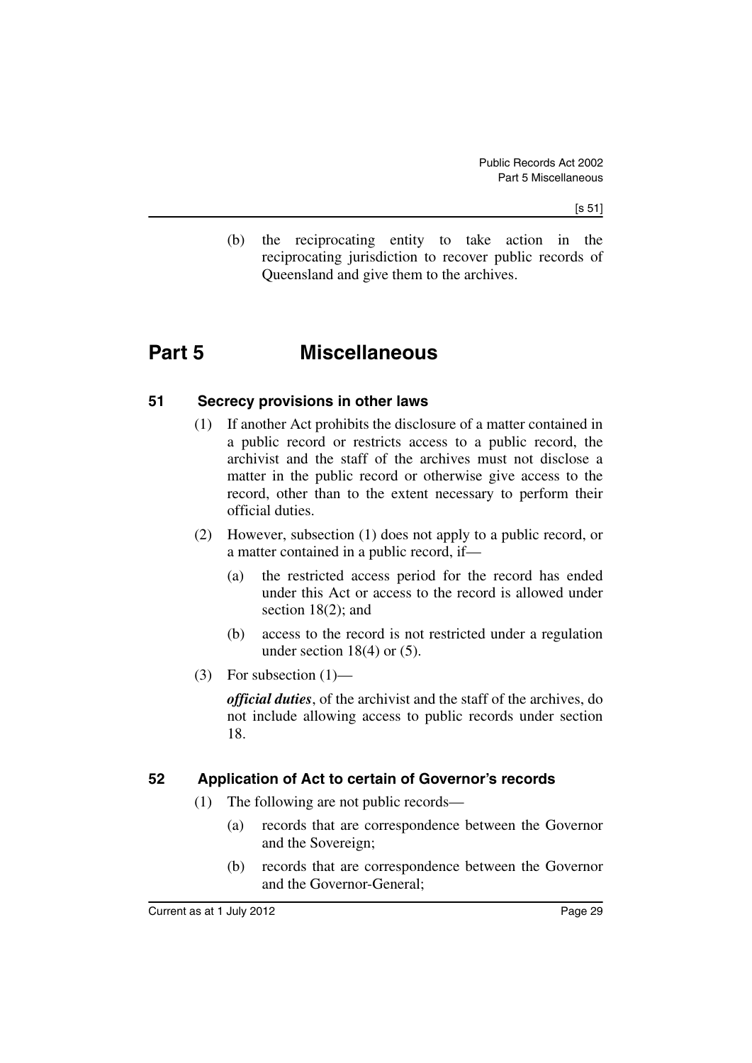(b) the reciprocating entity to take action in the reciprocating jurisdiction to recover public records of Queensland and give them to the archives.

# Part 5 Miscellaneous

## 51 Secrecy provisions in other laws

(1) If another Act prohibits the disclosure of a matter contained in a public record or restricts access to a public record, the archivist and the staff of the archives must not disclose a matter in the public record or otherwise give access to the record, other than to the extent necessary to perform their official duties.

(2) However, subsection (1) does not apply to a public record, or a matter contained in a public record, if—

(a) the restricted access period for the record has ended under this Act or access to the record is allowed under section 18(2); and

(b) access to the record is not restricted under a regulation under section 18(4) or (5).

(3) For subsection (1)—

***official duties***, of the archivist and the staff of the archives, do not include allowing access to public records under section 18.

## 52 Application of Act to certain of Governor's records

(1) The following are not public records—

(a) records that are correspondence between the Governor and the Sovereign;

(b) records that are correspondence between the Governor and the Governor-General;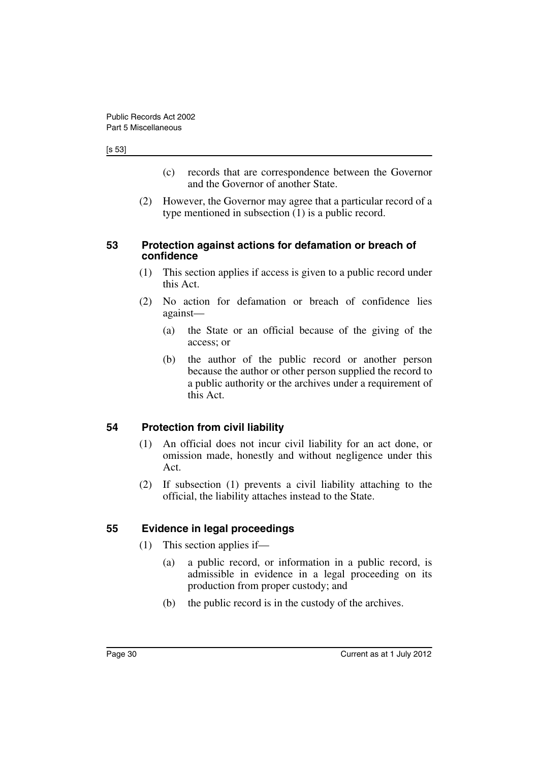(c) records that are correspondence between the Governor and the Governor of another State.

(2) However, the Governor may agree that a particular record of a type mentioned in subsection (1) is a public record.

### 53 Protection against actions for defamation or breach of confidence

(1) This section applies if access is given to a public record under this Act.

(2) No action for defamation or breach of confidence lies against—

(a) the State or an official because of the giving of the access; or

(b) the author of the public record or another person because the author or other person supplied the record to a public authority or the archives under a requirement of this Act.

### 54 Protection from civil liability

(1) An official does not incur civil liability for an act done, or omission made, honestly and without negligence under this Act.

(2) If subsection (1) prevents a civil liability attaching to the official, the liability attaches instead to the State.

### 55 Evidence in legal proceedings

(1) This section applies if—

(a) a public record, or information in a public record, is admissible in evidence in a legal proceeding on its production from proper custody; and

(b) the public record is in the custody of the archives.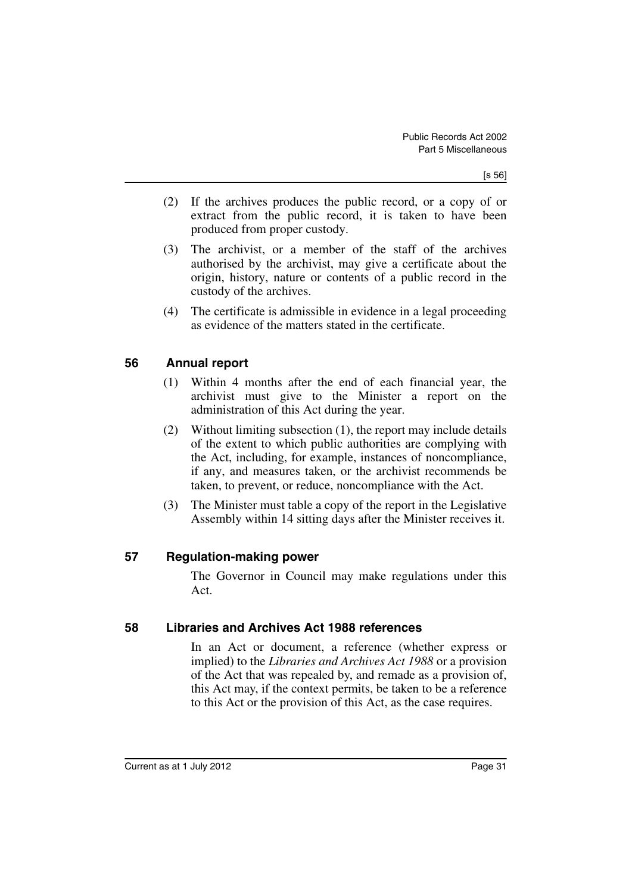(2) If the archives produces the public record, or a copy of or extract from the public record, it is taken to have been produced from proper custody.

(3) The archivist, or a member of the staff of the archives authorised by the archivist, may give a certificate about the origin, history, nature or contents of a public record in the custody of the archives.

(4) The certificate is admissible in evidence in a legal proceeding as evidence of the matters stated in the certificate.

## 56 Annual report

(1) Within 4 months after the end of each financial year, the archivist must give to the Minister a report on the administration of this Act during the year.

(2) Without limiting subsection (1), the report may include details of the extent to which public authorities are complying with the Act, including, for example, instances of noncompliance, if any, and measures taken, or the archivist recommends be taken, to prevent, or reduce, noncompliance with the Act.

(3) The Minister must table a copy of the report in the Legislative Assembly within 14 sitting days after the Minister receives it.

## 57 Regulation-making power

The Governor in Council may make regulations under this Act.

## 58 Libraries and Archives Act 1988 references

In an Act or document, a reference (whether express or implied) to the *Libraries and Archives Act 1988* or a provision of the Act that was repealed by, and remade as a provision of, this Act may, if the context permits, be taken to be a reference to this Act or the provision of this Act, as the case requires.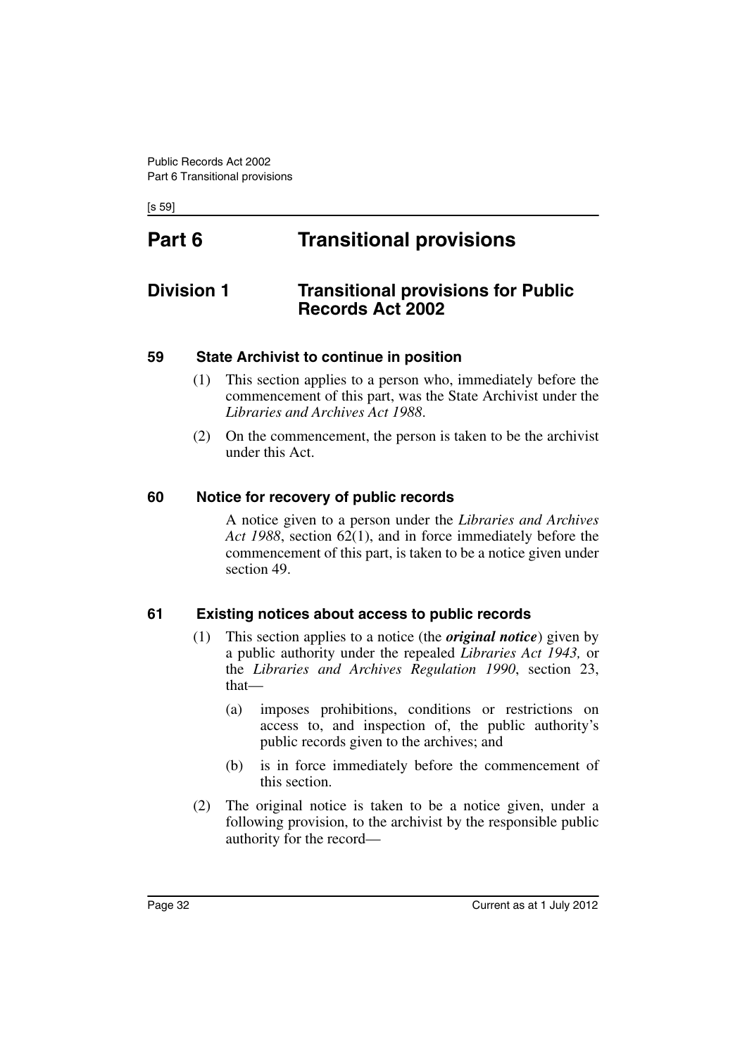# Part 6 Transitional provisions

## Division 1 Transitional provisions for Public Records Act 2002

### 59 State Archivist to continue in position

(1) This section applies to a person who, immediately before the commencement of this part, was the State Archivist under the *Libraries and Archives Act 1988*.

(2) On the commencement, the person is taken to be the archivist under this Act.

### 60 Notice for recovery of public records

A notice given to a person under the *Libraries and Archives Act 1988*, section 62(1), and in force immediately before the commencement of this part, is taken to be a notice given under section 49.

### 61 Existing notices about access to public records

(1) This section applies to a notice (the ***original notice***) given by a public authority under the repealed *Libraries Act 1943,* or the *Libraries and Archives Regulation 1990*, section 23, that—

(a) imposes prohibitions, conditions or restrictions on access to, and inspection of, the public authority's public records given to the archives; and

(b) is in force immediately before the commencement of this section.

(2) The original notice is taken to be a notice given, under a following provision, to the archivist by the responsible public authority for the record—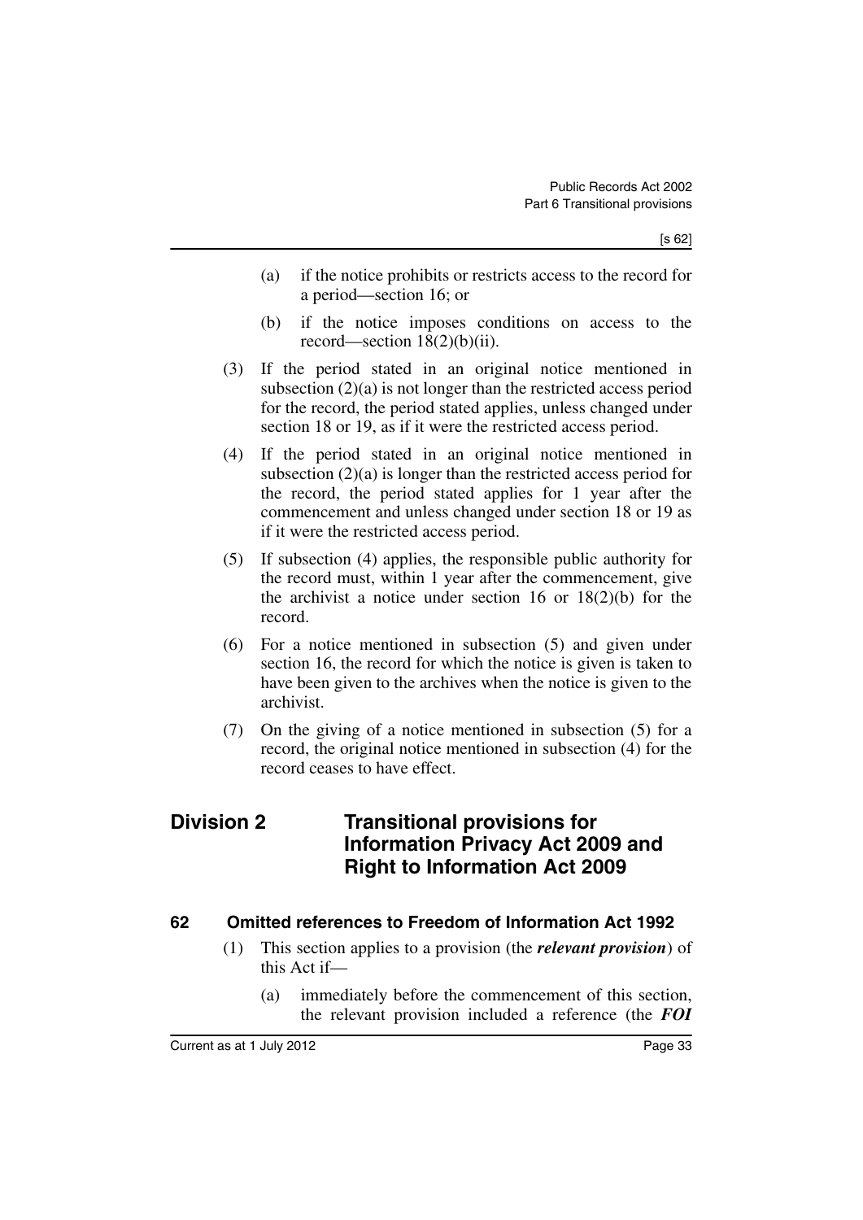(a) if the notice prohibits or restricts access to the record for a period—section 16; or

(b) if the notice imposes conditions on access to the record—section 18(2)(b)(ii).

(3) If the period stated in an original notice mentioned in subsection (2)(a) is not longer than the restricted access period for the record, the period stated applies, unless changed under section 18 or 19, as if it were the restricted access period.

(4) If the period stated in an original notice mentioned in subsection (2)(a) is longer than the restricted access period for the record, the period stated applies for 1 year after the commencement and unless changed under section 18 or 19 as if it were the restricted access period.

(5) If subsection (4) applies, the responsible public authority for the record must, within 1 year after the commencement, give the archivist a notice under section 16 or 18(2)(b) for the record.

(6) For a notice mentioned in subsection (5) and given under section 16, the record for which the notice is given is taken to have been given to the archives when the notice is given to the archivist.

(7) On the giving of a notice mentioned in subsection (5) for a record, the original notice mentioned in subsection (4) for the record ceases to have effect.

## Division 2 Transitional provisions for Information Privacy Act 2009 and Right to Information Act 2009

### 62 Omitted references to Freedom of Information Act 1992

(1) This section applies to a provision (the ***relevant provision***) of this Act if—

(a) immediately before the commencement of this section, the relevant provision included a reference (the ***FOI***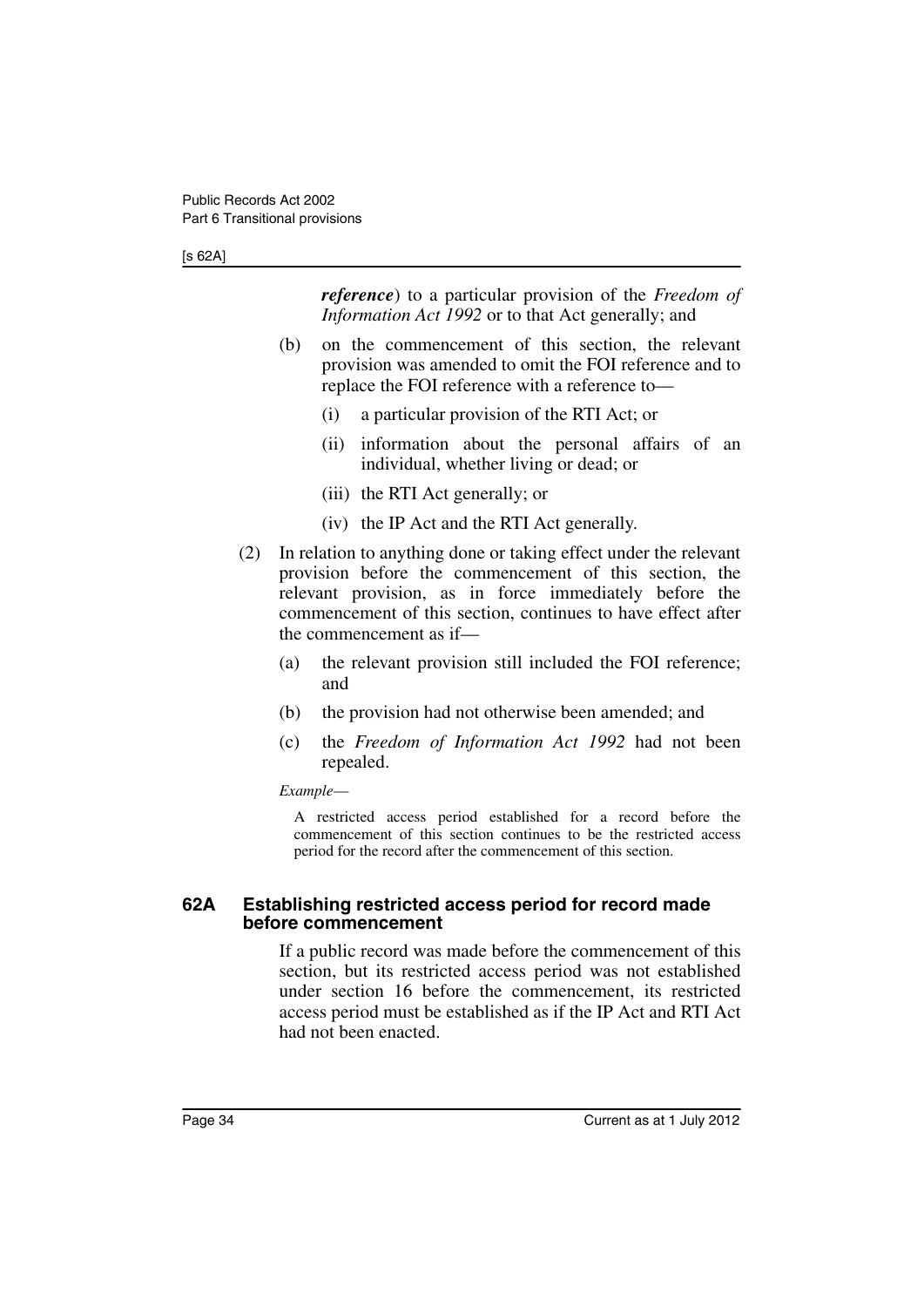***reference***) to a particular provision of the *Freedom of Information Act 1992* or to that Act generally; and

(b) on the commencement of this section, the relevant provision was amended to omit the FOI reference and to replace the FOI reference with a reference to—

(i) a particular provision of the RTI Act; or

(ii) information about the personal affairs of an individual, whether living or dead; or

(iii) the RTI Act generally; or

(iv) the IP Act and the RTI Act generally.

(2) In relation to anything done or taking effect under the relevant provision before the commencement of this section, the relevant provision, as in force immediately before the commencement of this section, continues to have effect after the commencement as if—

(a) the relevant provision still included the FOI reference; and

(b) the provision had not otherwise been amended; and

(c) the *Freedom of Information Act 1992* had not been repealed.

*Example*—

A restricted access period established for a record before the commencement of this section continues to be the restricted access period for the record after the commencement of this section.

### 62A Establishing restricted access period for record made before commencement

If a public record was made before the commencement of this section, but its restricted access period was not established under section 16 before the commencement, its restricted access period must be established as if the IP Act and RTI Act had not been enacted.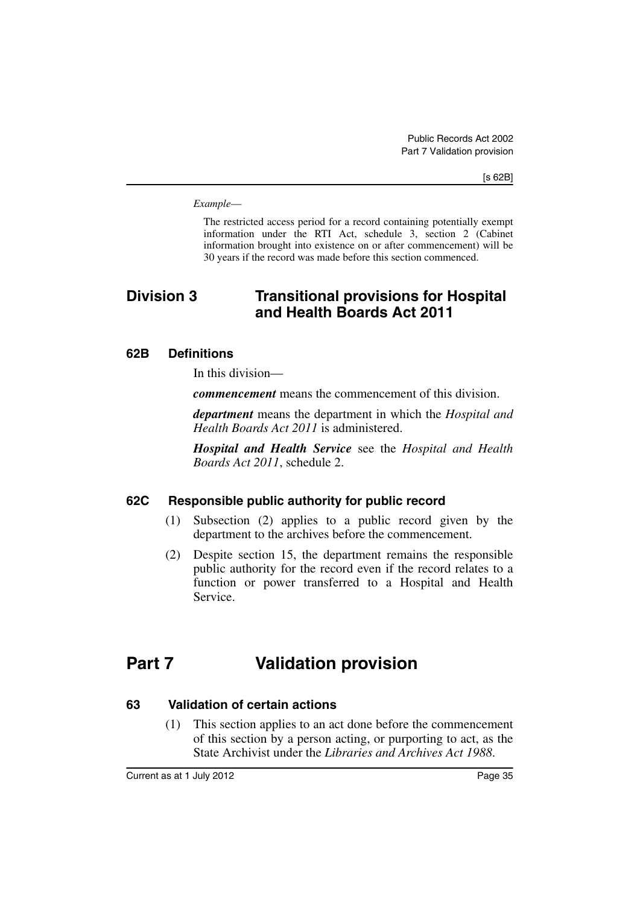*Example—*

The restricted access period for a record containing potentially exempt information under the RTI Act, schedule 3, section 2 (Cabinet information brought into existence on or after commencement) will be 30 years if the record was made before this section commenced.

## Division 3 Transitional provisions for Hospital and Health Boards Act 2011

### 62B Definitions

In this division—

***commencement*** means the commencement of this division.

***department*** means the department in which the *Hospital and Health Boards Act 2011* is administered.

***Hospital and Health Service*** see the *Hospital and Health Boards Act 2011*, schedule 2.

### 62C Responsible public authority for public record

(1) Subsection (2) applies to a public record given by the department to the archives before the commencement.

(2) Despite section 15, the department remains the responsible public authority for the record even if the record relates to a function or power transferred to a Hospital and Health Service.

# Part 7 Validation provision

### 63 Validation of certain actions

(1) This section applies to an act done before the commencement of this section by a person acting, or purporting to act, as the State Archivist under the *Libraries and Archives Act 1988*.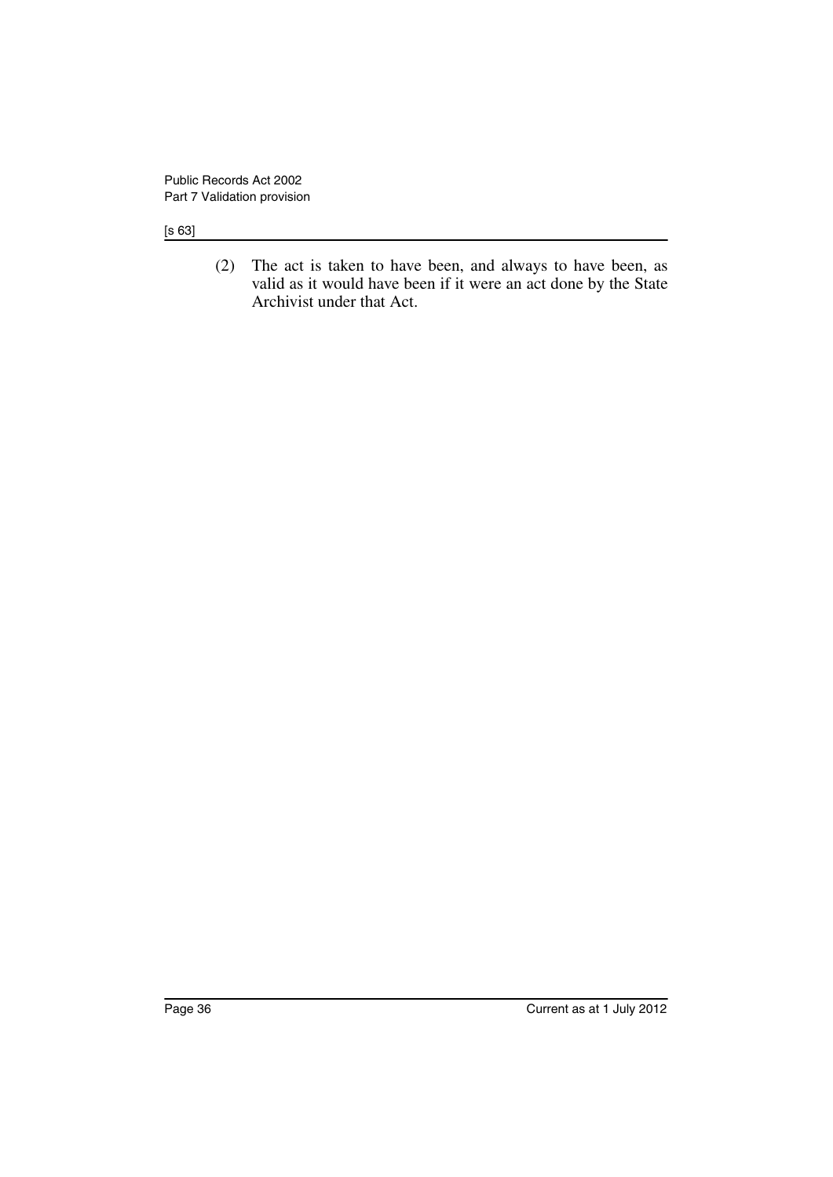(2) The act is taken to have been, and always to have been, as valid as it would have been if it were an act done by the State Archivist under that Act.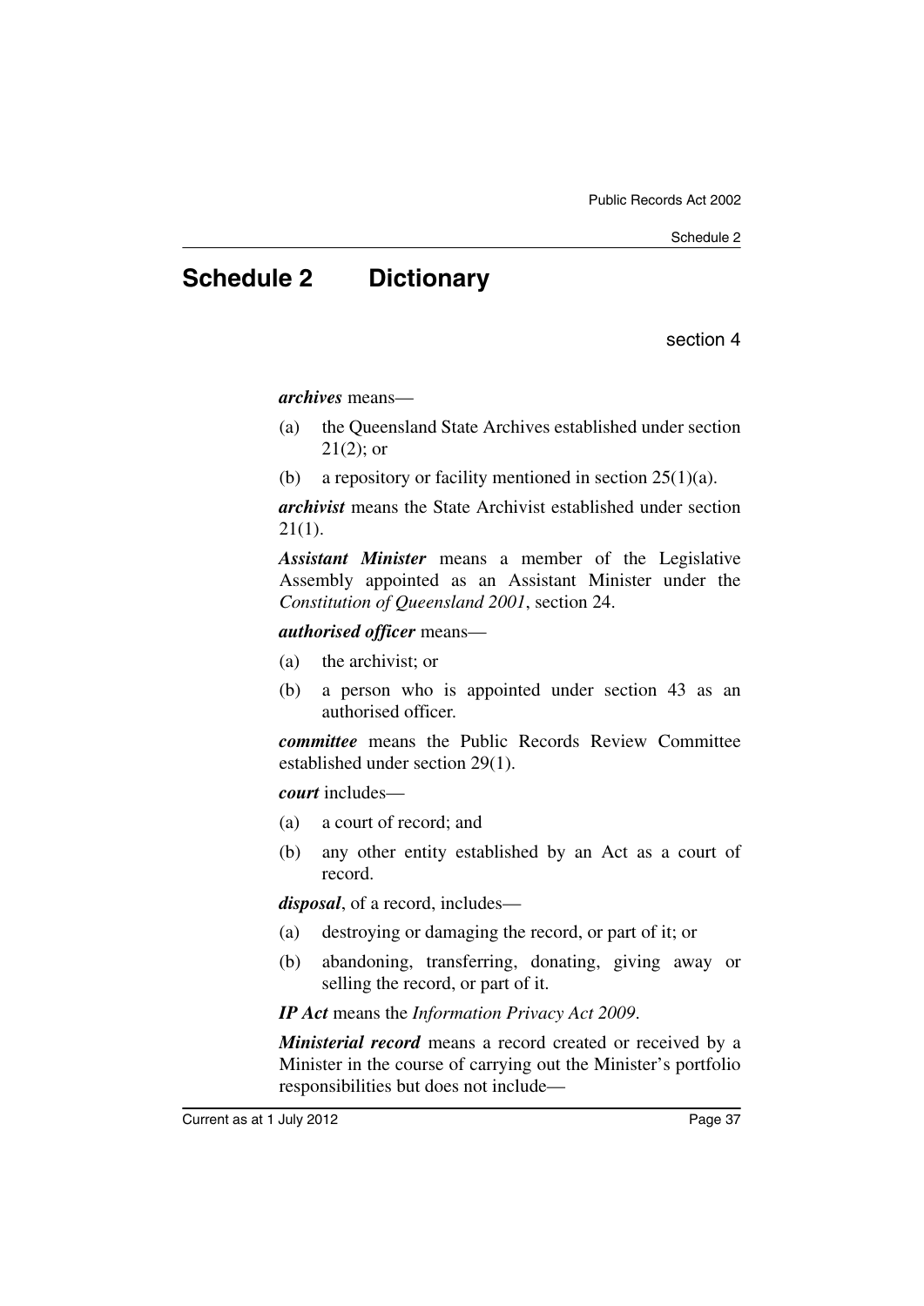# Schedule 2 Dictionary

section 4

***archives*** means—

(a) the Queensland State Archives established under section 21(2); or

(b) a repository or facility mentioned in section 25(1)(a).

***archivist*** means the State Archivist established under section 21(1).

***Assistant Minister*** means a member of the Legislative Assembly appointed as an Assistant Minister under the *Constitution of Queensland 2001*, section 24.

***authorised officer*** means—

(a) the archivist; or

(b) a person who is appointed under section 43 as an authorised officer.

***committee*** means the Public Records Review Committee established under section 29(1).

***court*** includes—

(a) a court of record; and

(b) any other entity established by an Act as a court of record.

***disposal***, of a record, includes—

(a) destroying or damaging the record, or part of it; or

(b) abandoning, transferring, donating, giving away or selling the record, or part of it.

***IP Act*** means the *Information Privacy Act 2009*.

***Ministerial record*** means a record created or received by a Minister in the course of carrying out the Minister's portfolio responsibilities but does not include—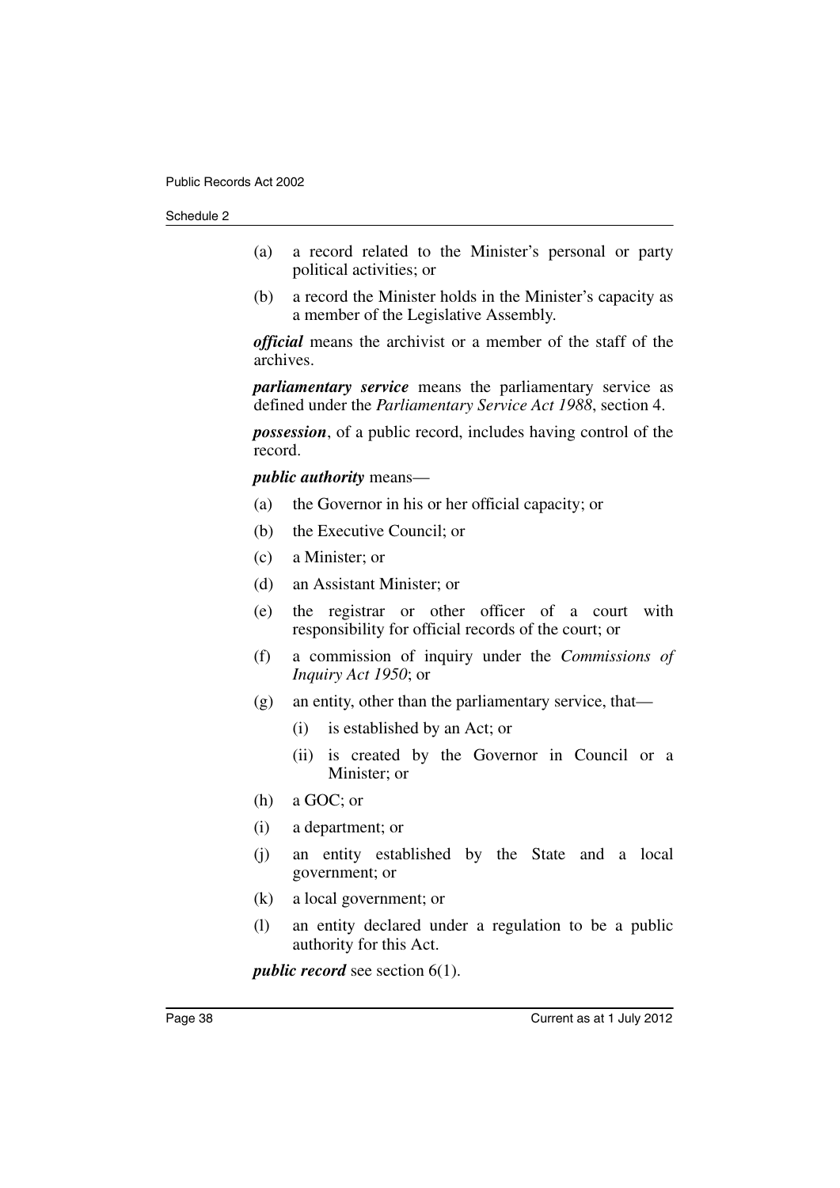(a) a record related to the Minister's personal or party political activities; or

(b) a record the Minister holds in the Minister's capacity as a member of the Legislative Assembly.

***official*** means the archivist or a member of the staff of the archives.

***parliamentary service*** means the parliamentary service as defined under the *Parliamentary Service Act 1988*, section 4.

***possession***, of a public record, includes having control of the record.

***public authority*** means—

(a) the Governor in his or her official capacity; or

(b) the Executive Council; or

(c) a Minister; or

(d) an Assistant Minister; or

(e) the registrar or other officer of a court with responsibility for official records of the court; or

(f) a commission of inquiry under the *Commissions of Inquiry Act 1950*; or

(g) an entity, other than the parliamentary service, that—

  (i) is established by an Act; or

  (ii) is created by the Governor in Council or a Minister; or

(h) a GOC; or

(i) a department; or

(j) an entity established by the State and a local government; or

(k) a local government; or

(l) an entity declared under a regulation to be a public authority for this Act.

***public record*** see section 6(1).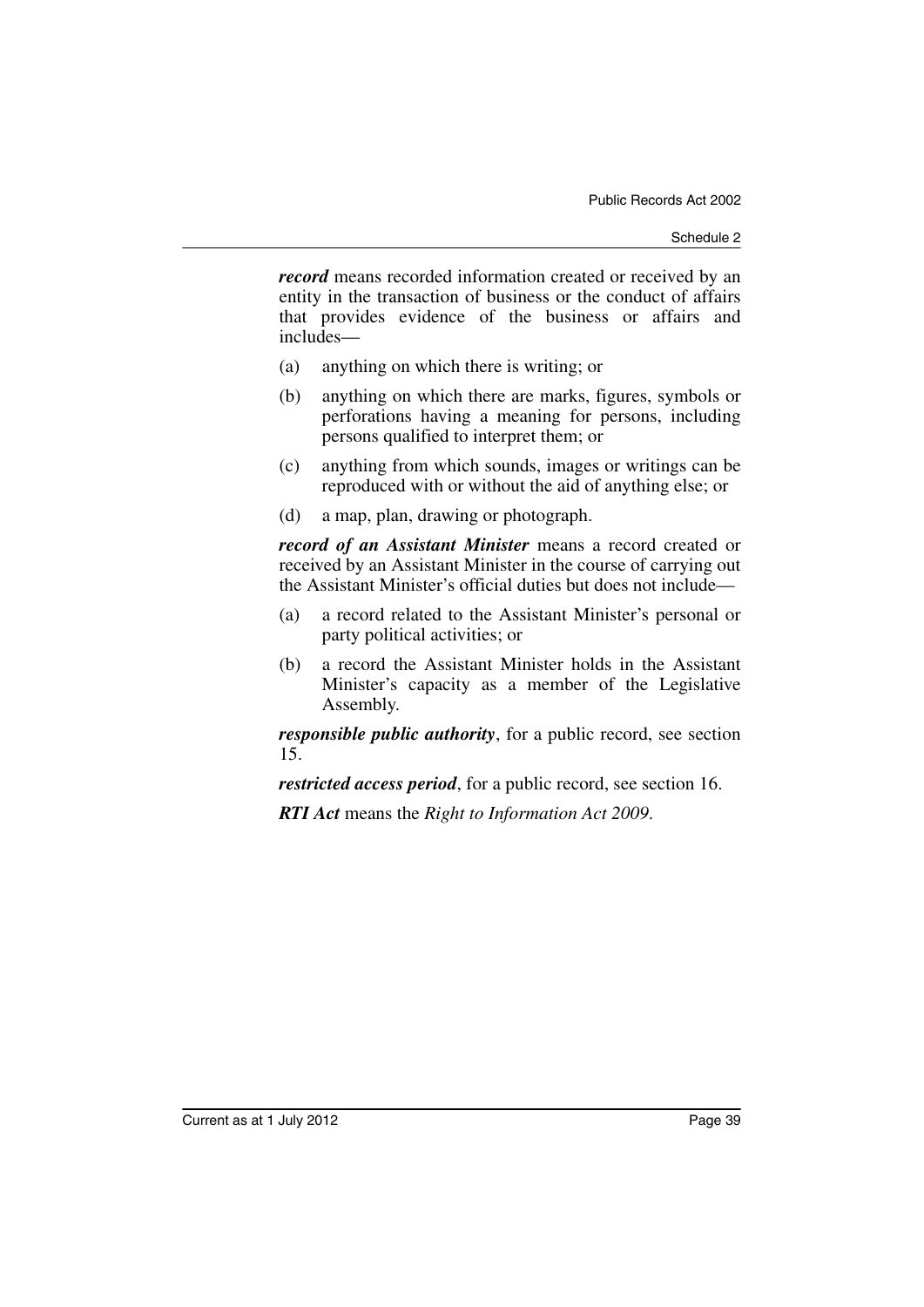***record*** means recorded information created or received by an entity in the transaction of business or the conduct of affairs that provides evidence of the business or affairs and includes—

(a) anything on which there is writing; or

(b) anything on which there are marks, figures, symbols or perforations having a meaning for persons, including persons qualified to interpret them; or

(c) anything from which sounds, images or writings can be reproduced with or without the aid of anything else; or

(d) a map, plan, drawing or photograph.

***record of an Assistant Minister*** means a record created or received by an Assistant Minister in the course of carrying out the Assistant Minister's official duties but does not include—

(a) a record related to the Assistant Minister's personal or party political activities; or

(b) a record the Assistant Minister holds in the Assistant Minister's capacity as a member of the Legislative Assembly.

***responsible public authority***, for a public record, see section 15.

***restricted access period***, for a public record, see section 16.

***RTI Act*** means the *Right to Information Act 2009*.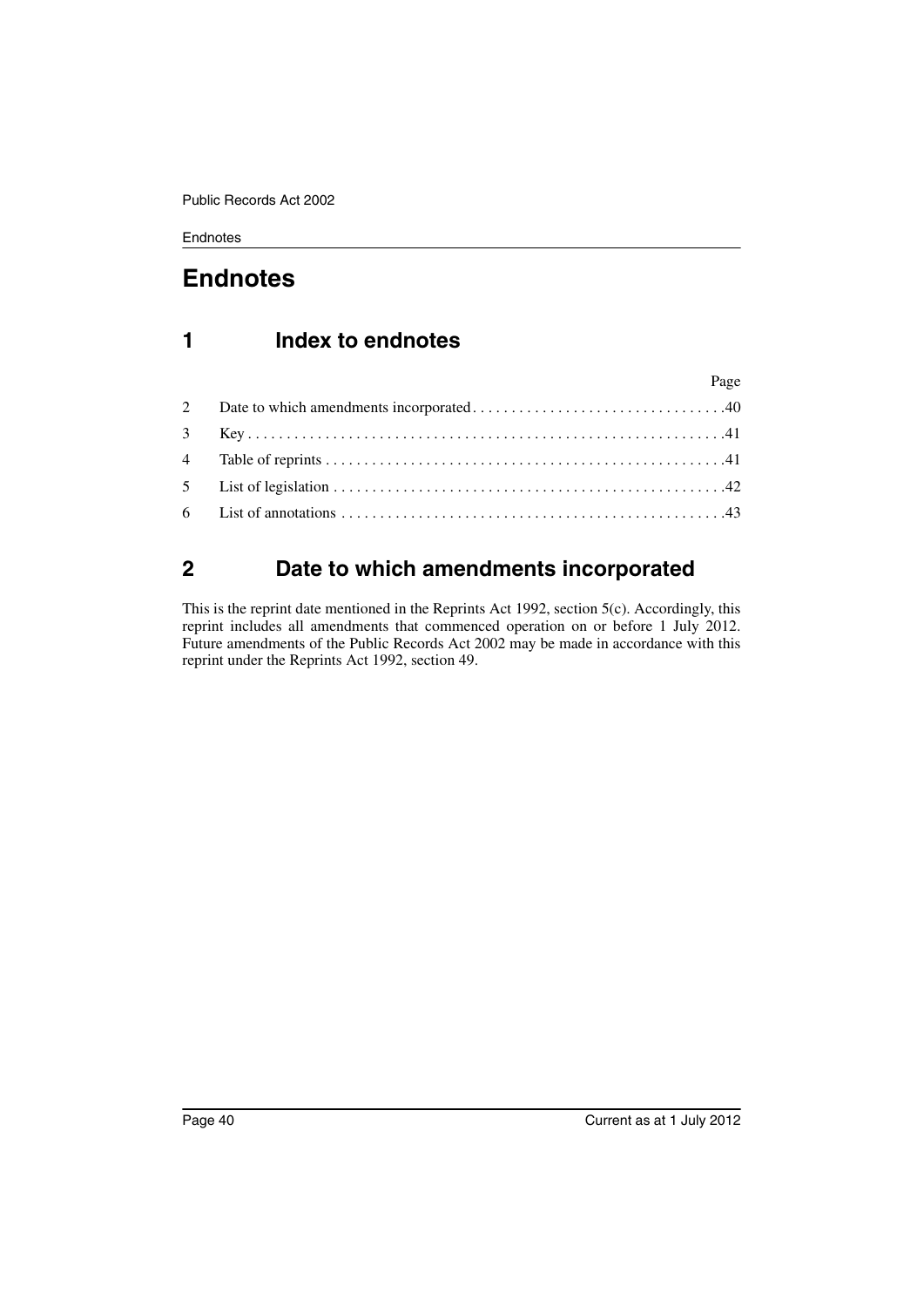# Endnotes

## 1 Index to endnotes

| | | Page |
|---|---|---|
| 2 | Date to which amendments incorporated | 40 |
| 3 | Key | 41 |
| 4 | Table of reprints | 41 |
| 5 | List of legislation | 42 |
| 6 | List of annotations | 43 |

## 2 Date to which amendments incorporated

This is the reprint date mentioned in the Reprints Act 1992, section 5(c). Accordingly, this reprint includes all amendments that commenced operation on or before 1 July 2012. Future amendments of the Public Records Act 2002 may be made in accordance with this reprint under the Reprints Act 1992, section 49.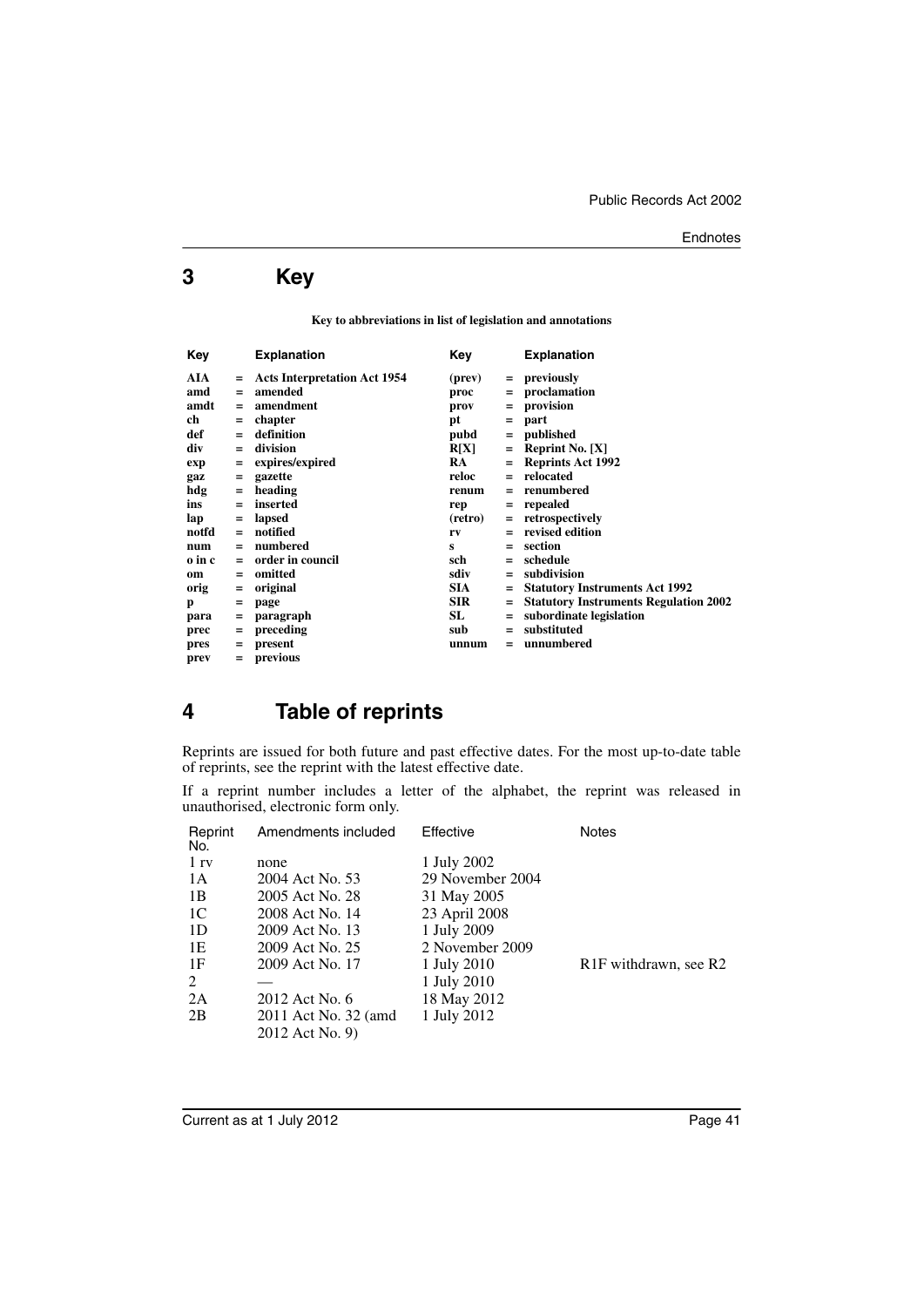# 3 Key

**Key to abbreviations in list of legislation and annotations**

| Key | | Explanation | Key | | Explanation |
|---|---|---|---|---|---|
| **AIA** | = | **Acts Interpretation Act 1954** | **(prev)** | = | **previously** |
| **amd** | = | **amended** | **proc** | = | **proclamation** |
| **amdt** | = | **amendment** | **prov** | = | **provision** |
| **ch** | = | **chapter** | **pt** | = | **part** |
| **def** | = | **definition** | **pubd** | = | **published** |
| **div** | = | **division** | **R[X]** | = | **Reprint No. [X]** |
| **exp** | = | **expires/expired** | **RA** | = | **Reprints Act 1992** |
| **gaz** | = | **gazette** | **reloc** | = | **relocated** |
| **hdg** | = | **heading** | **renum** | = | **renumbered** |
| **ins** | = | **inserted** | **rep** | = | **repealed** |
| **lap** | = | **lapsed** | **(retro)** | = | **retrospectively** |
| **notfd** | = | **notified** | **rv** | = | **revised edition** |
| **num** | = | **numbered** | **s** | = | **section** |
| **o in c** | = | **order in council** | **sch** | = | **schedule** |
| **om** | = | **omitted** | **sdiv** | = | **subdivision** |
| **orig** | = | **original** | **SIA** | = | **Statutory Instruments Act 1992** |
| **p** | = | **page** | **SIR** | = | **Statutory Instruments Regulation 2002** |
| **para** | = | **paragraph** | **SL** | = | **subordinate legislation** |
| **prec** | = | **preceding** | **sub** | = | **substituted** |
| **pres** | = | **present** | **unnum** | = | **unnumbered** |
| **prev** | = | **previous** | | | |

# 4 Table of reprints

Reprints are issued for both future and past effective dates. For the most up-to-date table of reprints, see the reprint with the latest effective date.

If a reprint number includes a letter of the alphabet, the reprint was released in unauthorised, electronic form only.

| Reprint No. | Amendments included | Effective | Notes |
|---|---|---|---|
| 1 rv | none | 1 July 2002 | |
| 1A | 2004 Act No. 53 | 29 November 2004 | |
| 1B | 2005 Act No. 28 | 31 May 2005 | |
| 1C | 2008 Act No. 14 | 23 April 2008 | |
| 1D | 2009 Act No. 13 | 1 July 2009 | |
| 1E | 2009 Act No. 25 | 2 November 2009 | |
| 1F | 2009 Act No. 17 | 1 July 2010 | R1F withdrawn, see R2 |
| 2 | — | 1 July 2010 | |
| 2A | 2012 Act No. 6 | 18 May 2012 | |
| 2B | 2011 Act No. 32 (amd 2012 Act No. 9) | 1 July 2012 | |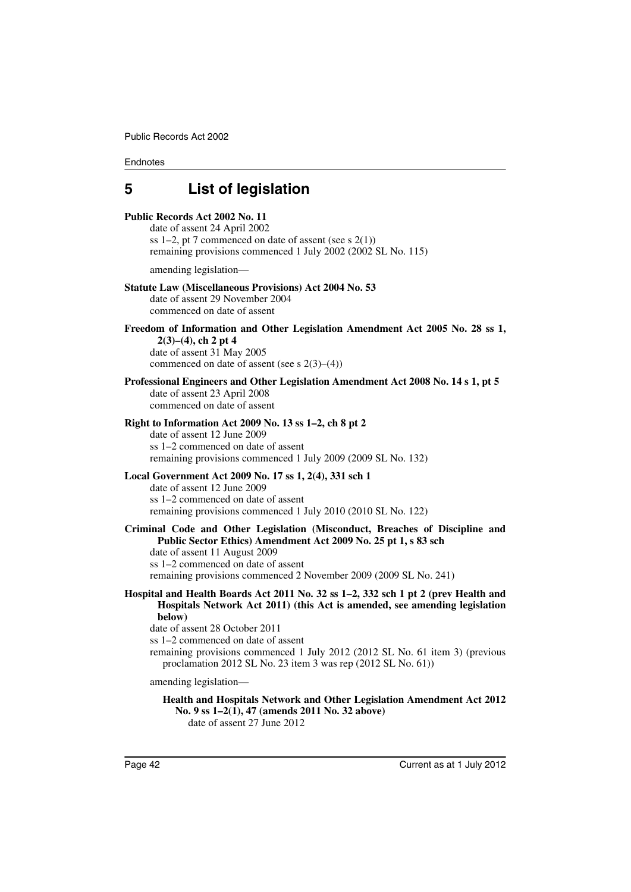## 5 List of legislation

**Public Records Act 2002 No. 11**

date of assent 24 April 2002
ss 1–2, pt 7 commenced on date of assent (see s 2(1))
remaining provisions commenced 1 July 2002 (2002 SL No. 115)

amending legislation—

**Statute Law (Miscellaneous Provisions) Act 2004 No. 53**

date of assent 29 November 2004
commenced on date of assent

**Freedom of Information and Other Legislation Amendment Act 2005 No. 28 ss 1, 2(3)–(4), ch 2 pt 4**

date of assent 31 May 2005
commenced on date of assent (see s 2(3)–(4))

**Professional Engineers and Other Legislation Amendment Act 2008 No. 14 s 1, pt 5**

date of assent 23 April 2008
commenced on date of assent

**Right to Information Act 2009 No. 13 ss 1–2, ch 8 pt 2**

date of assent 12 June 2009
ss 1–2 commenced on date of assent
remaining provisions commenced 1 July 2009 (2009 SL No. 132)

**Local Government Act 2009 No. 17 ss 1, 2(4), 331 sch 1**

date of assent 12 June 2009
ss 1–2 commenced on date of assent
remaining provisions commenced 1 July 2010 (2010 SL No. 122)

**Criminal Code and Other Legislation (Misconduct, Breaches of Discipline and Public Sector Ethics) Amendment Act 2009 No. 25 pt 1, s 83 sch**

date of assent 11 August 2009
ss 1–2 commenced on date of assent
remaining provisions commenced 2 November 2009 (2009 SL No. 241)

**Hospital and Health Boards Act 2011 No. 32 ss 1–2, 332 sch 1 pt 2 (prev Health and Hospitals Network Act 2011) (this Act is amended, see amending legislation below)**

date of assent 28 October 2011
ss 1–2 commenced on date of assent
remaining provisions commenced 1 July 2012 (2012 SL No. 61 item 3) (previous proclamation 2012 SL No. 23 item 3 was rep (2012 SL No. 61))

amending legislation—

**Health and Hospitals Network and Other Legislation Amendment Act 2012 No. 9 ss 1–2(1), 47 (amends 2011 No. 32 above)**

date of assent 27 June 2012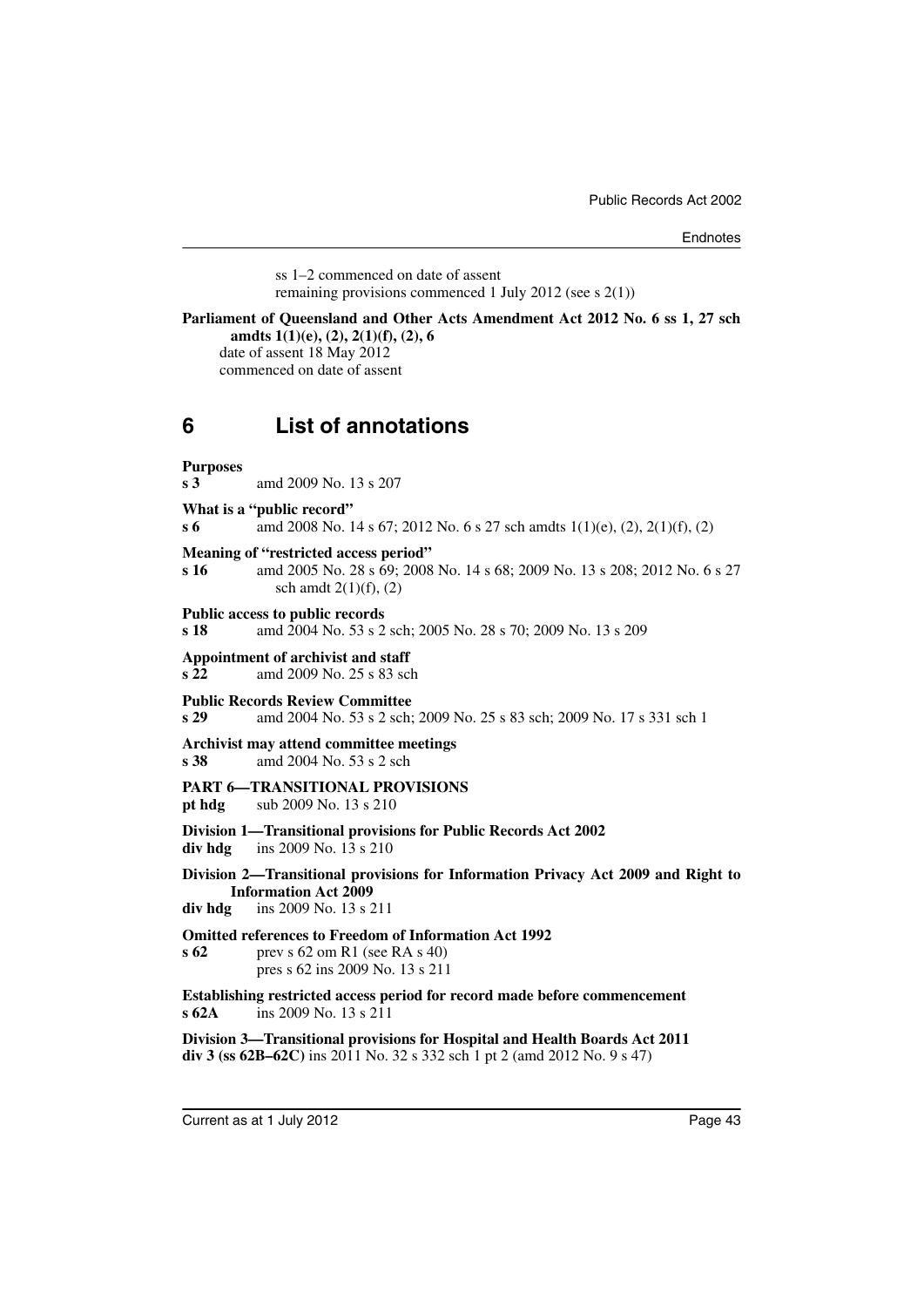ss 1–2 commenced on date of assent
remaining provisions commenced 1 July 2012 (see s 2(1))

**Parliament of Queensland and Other Acts Amendment Act 2012 No. 6 ss 1, 27 sch amdts 1(1)(e), (2), 2(1)(f), (2), 6**
date of assent 18 May 2012
commenced on date of assent

# 6 List of annotations

**Purposes**
**s 3** amd 2009 No. 13 s 207

**What is a "public record"**
**s 6** amd 2008 No. 14 s 67; 2012 No. 6 s 27 sch amdts 1(1)(e), (2), 2(1)(f), (2)

**Meaning of "restricted access period"**
**s 16** amd 2005 No. 28 s 69; 2008 No. 14 s 68; 2009 No. 13 s 208; 2012 No. 6 s 27 sch amdt 2(1)(f), (2)

**Public access to public records**
**s 18** amd 2004 No. 53 s 2 sch; 2005 No. 28 s 70; 2009 No. 13 s 209

**Appointment of archivist and staff**
**s 22** amd 2009 No. 25 s 83 sch

**Public Records Review Committee**
**s 29** amd 2004 No. 53 s 2 sch; 2009 No. 25 s 83 sch; 2009 No. 17 s 331 sch 1

**Archivist may attend committee meetings**
**s 38** amd 2004 No. 53 s 2 sch

**PART 6—TRANSITIONAL PROVISIONS**
**pt hdg** sub 2009 No. 13 s 210

**Division 1—Transitional provisions for Public Records Act 2002**
**div hdg** ins 2009 No. 13 s 210

**Division 2—Transitional provisions for Information Privacy Act 2009 and Right to Information Act 2009**
**div hdg** ins 2009 No. 13 s 211

**Omitted references to Freedom of Information Act 1992**
**s 62** prev s 62 om R1 (see RA s 40)
pres s 62 ins 2009 No. 13 s 211

**Establishing restricted access period for record made before commencement**
**s 62A** ins 2009 No. 13 s 211

**Division 3—Transitional provisions for Hospital and Health Boards Act 2011**
**div 3 (ss 62B–62C)** ins 2011 No. 32 s 332 sch 1 pt 2 (amd 2012 No. 9 s 47)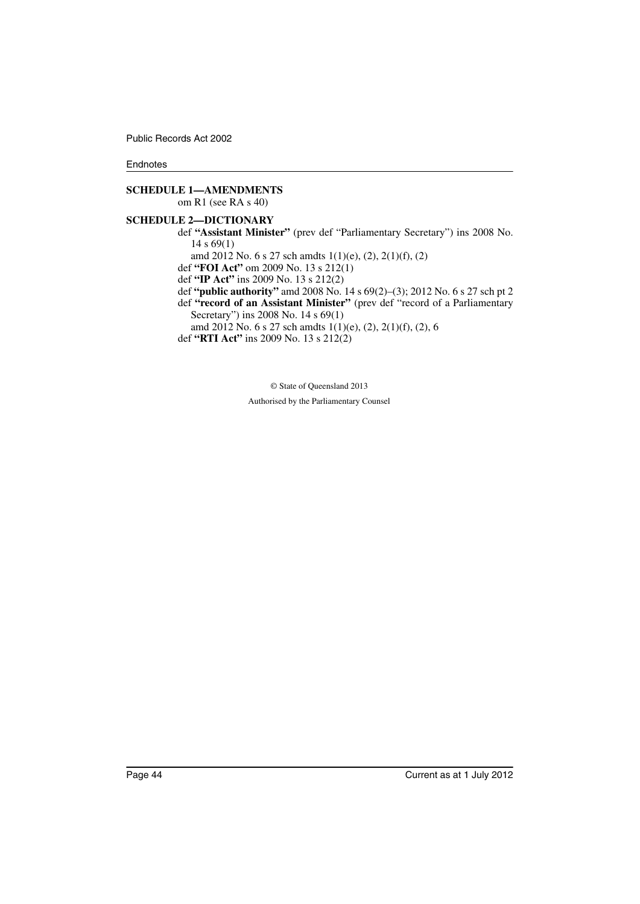**SCHEDULE 1—AMENDMENTS**

om R1 (see RA s 40)

**SCHEDULE 2—DICTIONARY**

def **"Assistant Minister"** (prev def "Parliamentary Secretary") ins 2008 No. 14 s 69(1)
amd 2012 No. 6 s 27 sch amdts 1(1)(e), (2), 2(1)(f), (2)
def **"FOI Act"** om 2009 No. 13 s 212(1)
def **"IP Act"** ins 2009 No. 13 s 212(2)
def **"public authority"** amd 2008 No. 14 s 69(2)–(3); 2012 No. 6 s 27 sch pt 2
def **"record of an Assistant Minister"** (prev def "record of a Parliamentary Secretary") ins 2008 No. 14 s 69(1)
amd 2012 No. 6 s 27 sch amdts 1(1)(e), (2), 2(1)(f), (2), 6
def **"RTI Act"** ins 2009 No. 13 s 212(2)

© State of Queensland 2013

Authorised by the Parliamentary Counsel